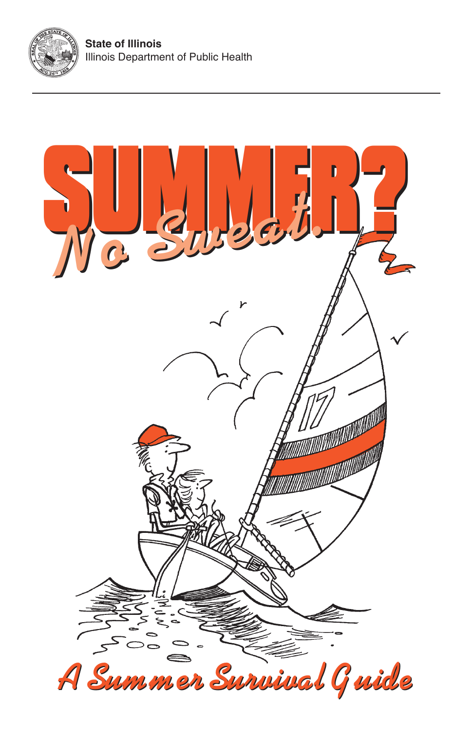**State of Illinois**
Illinois Department of Public Health

# SUMMER? No Sweat.

## A Summer Survival Guide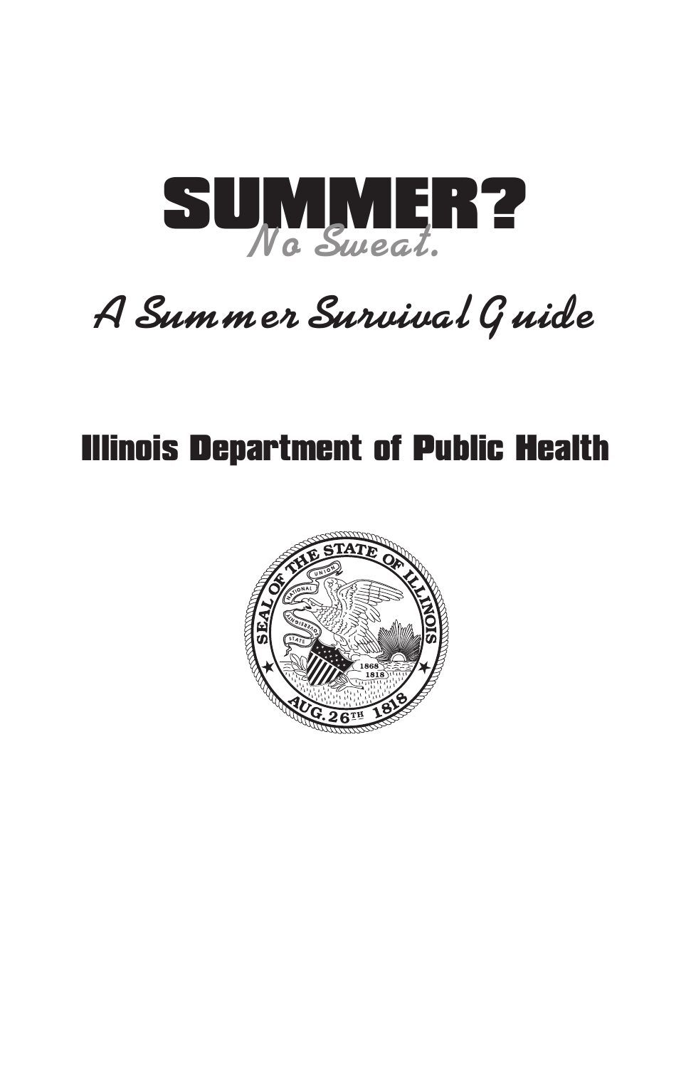# SUMMER?

*No Sweat.*

## *A Summer Survival Guide*

## Illinois Department of Public Health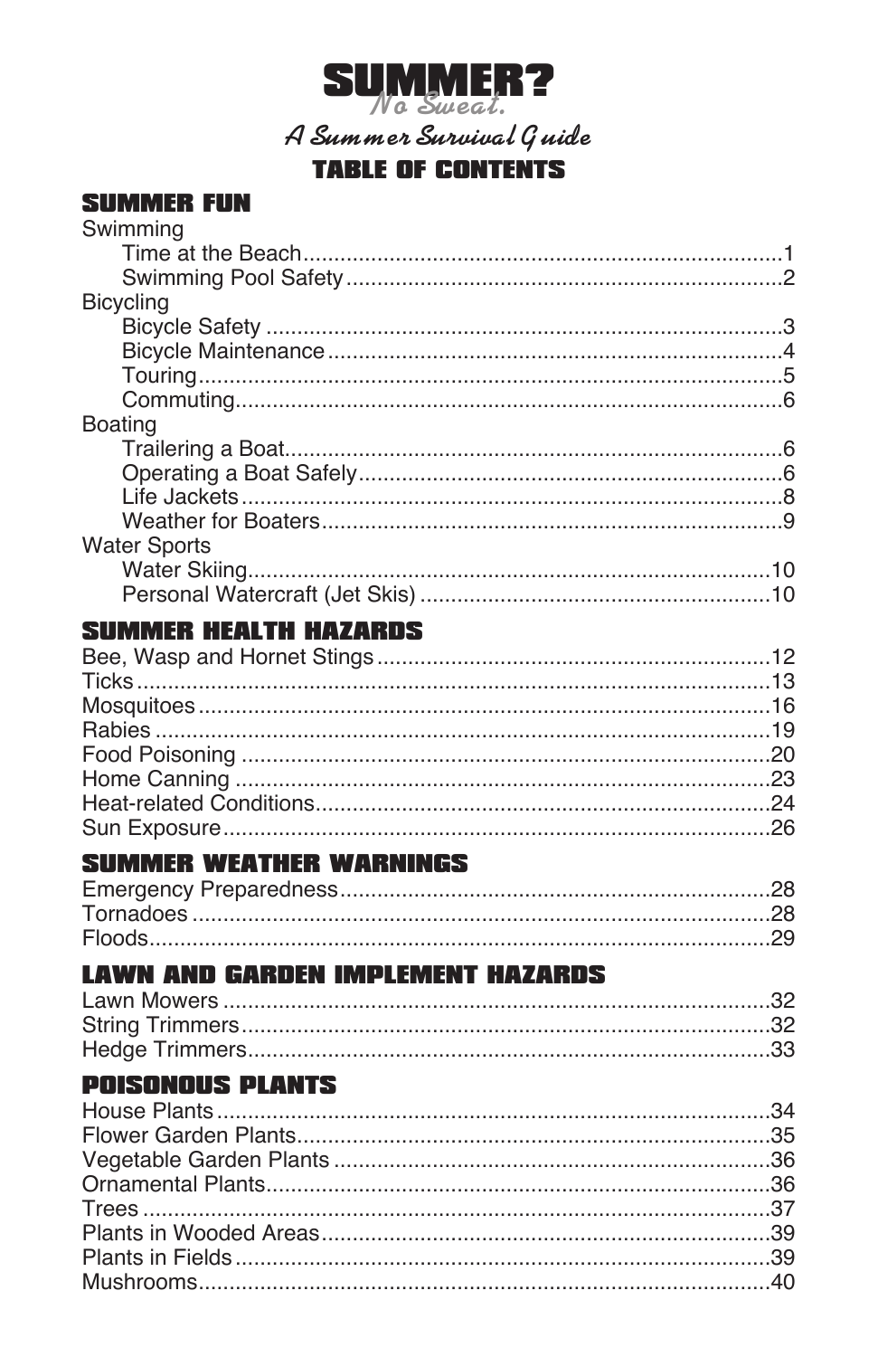# SUMMER? No Sweat.

*A Summer Survival Guide*

## TABLE OF CONTENTS

### SUMMER FUN

Swimming
- Time at the Beach....1
- Swimming Pool Safety....2

Bicycling
- Bicycle Safety....3
- Bicycle Maintenance....4
- Touring....5
- Commuting....6

Boating
- Trailering a Boat....6
- Operating a Boat Safely....6
- Life Jackets....8
- Weather for Boaters....9

Water Sports
- Water Skiing....10
- Personal Watercraft (Jet Skis)....10

### SUMMER HEALTH HAZARDS

- Bee, Wasp and Hornet Stings....12
- Ticks....13
- Mosquitoes....16
- Rabies....19
- Food Poisoning....20
- Home Canning....23
- Heat-related Conditions....24
- Sun Exposure....26

### SUMMER WEATHER WARNINGS

- Emergency Preparedness....28
- Tornadoes....28
- Floods....29

### LAWN AND GARDEN IMPLEMENT HAZARDS

- Lawn Mowers....32
- String Trimmers....32
- Hedge Trimmers....33

### POISONOUS PLANTS

- House Plants....34
- Flower Garden Plants....35
- Vegetable Garden Plants....36
- Ornamental Plants....36
- Trees....37
- Plants in Wooded Areas....39
- Plants in Fields....39
- Mushrooms....40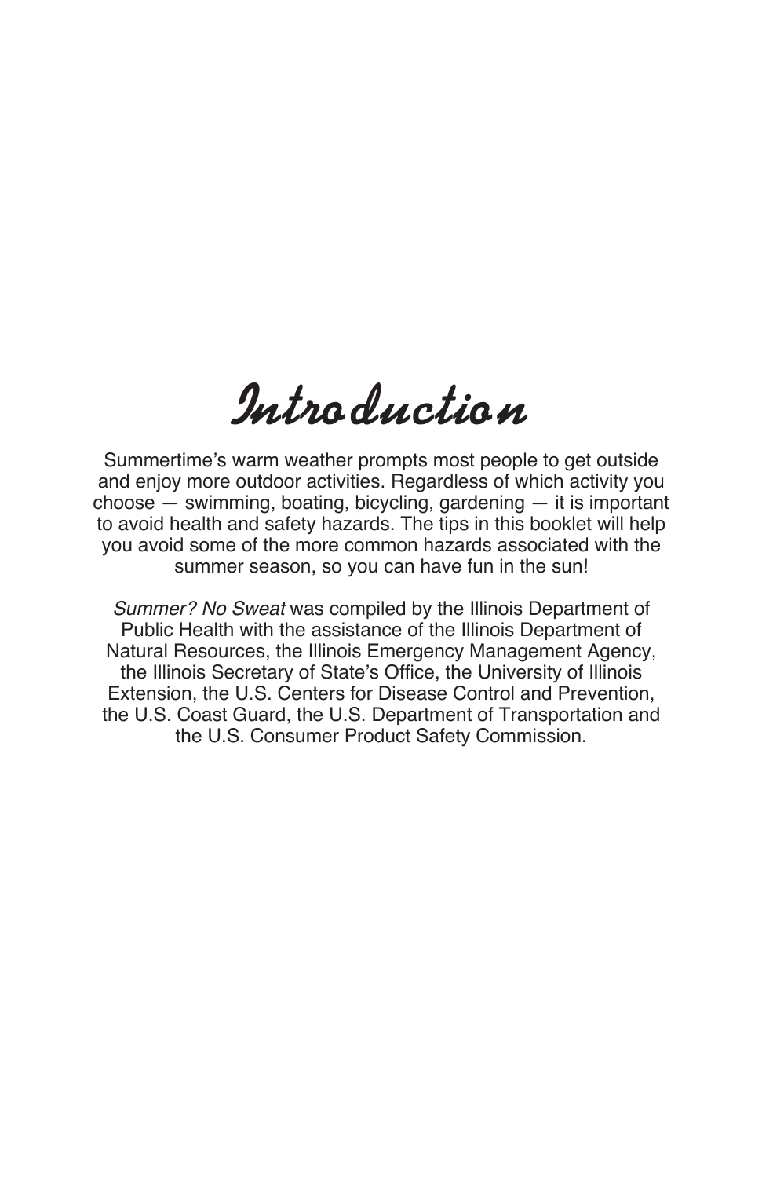# Introduction

Summertime's warm weather prompts most people to get outside and enjoy more outdoor activities. Regardless of which activity you choose — swimming, boating, bicycling, gardening — it is important to avoid health and safety hazards. The tips in this booklet will help you avoid some of the more common hazards associated with the summer season, so you can have fun in the sun!

*Summer? No Sweat* was compiled by the Illinois Department of Public Health with the assistance of the Illinois Department of Natural Resources, the Illinois Emergency Management Agency, the Illinois Secretary of State's Office, the University of Illinois Extension, the U.S. Centers for Disease Control and Prevention, the U.S. Coast Guard, the U.S. Department of Transportation and the U.S. Consumer Product Safety Commission.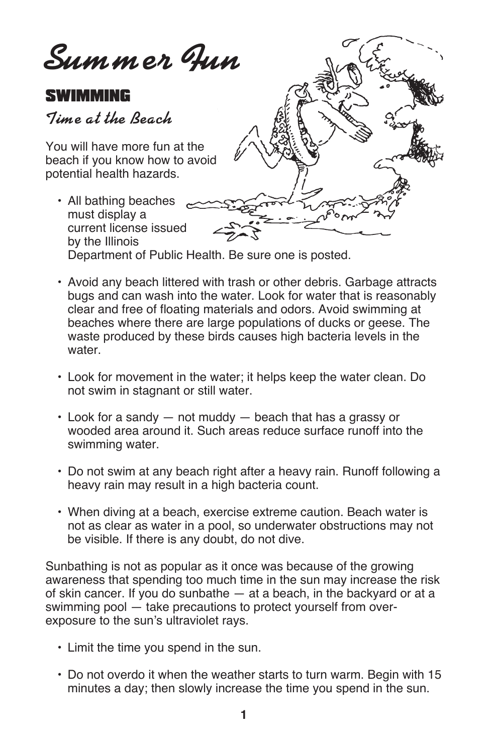# Summer Fun

## SWIMMING

### Time at the Beach

You will have more fun at the beach if you know how to avoid potential health hazards.

- All bathing beaches must display a current license issued by the Illinois Department of Public Health. Be sure one is posted.
- Avoid any beach littered with trash or other debris. Garbage attracts bugs and can wash into the water. Look for water that is reasonably clear and free of floating materials and odors. Avoid swimming at beaches where there are large populations of ducks or geese. The waste produced by these birds causes high bacteria levels in the water.
- Look for movement in the water; it helps keep the water clean. Do not swim in stagnant or still water.
- Look for a sandy — not muddy — beach that has a grassy or wooded area around it. Such areas reduce surface runoff into the swimming water.
- Do not swim at any beach right after a heavy rain. Runoff following a heavy rain may result in a high bacteria count.
- When diving at a beach, exercise extreme caution. Beach water is not as clear as water in a pool, so underwater obstructions may not be visible. If there is any doubt, do not dive.

Sunbathing is not as popular as it once was because of the growing awareness that spending too much time in the sun may increase the risk of skin cancer. If you do sunbathe — at a beach, in the backyard or at a swimming pool — take precautions to protect yourself from over-exposure to the sun's ultraviolet rays.

- Limit the time you spend in the sun.
- Do not overdo it when the weather starts to turn warm. Begin with 15 minutes a day; then slowly increase the time you spend in the sun.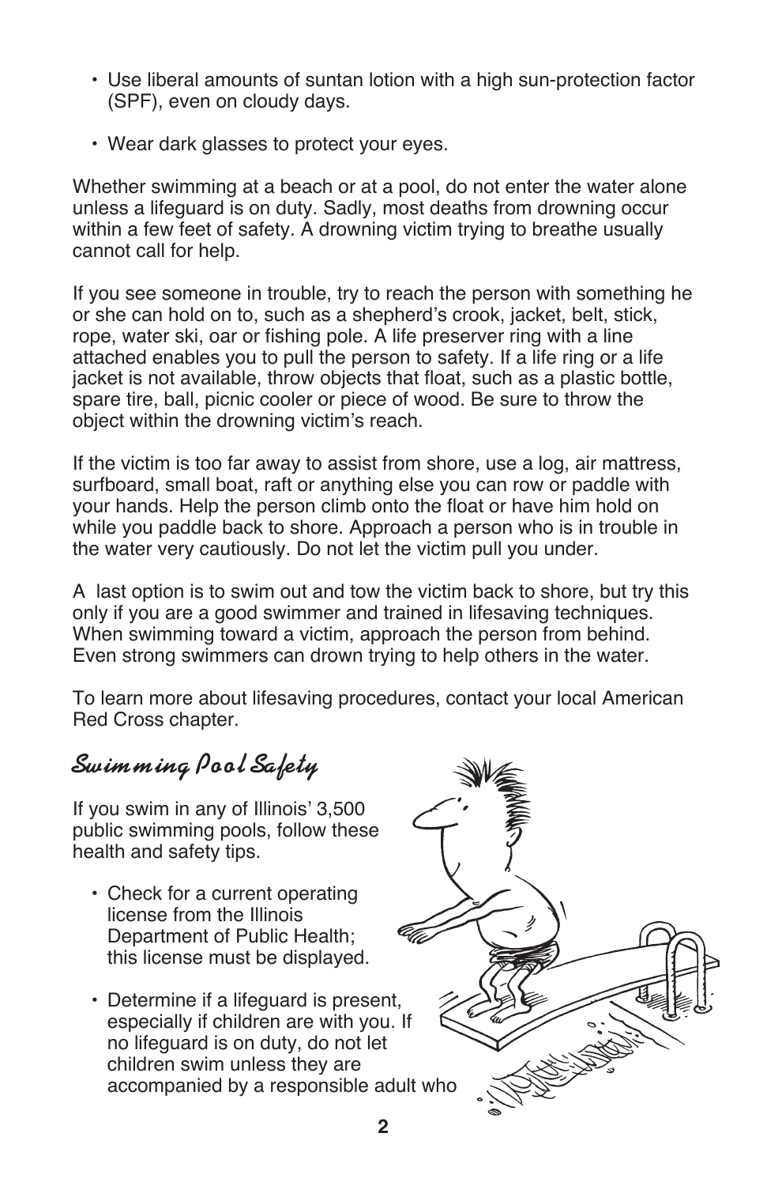- Use liberal amounts of suntan lotion with a high sun-protection factor (SPF), even on cloudy days.
- Wear dark glasses to protect your eyes.

Whether swimming at a beach or at a pool, do not enter the water alone unless a lifeguard is on duty. Sadly, most deaths from drowning occur within a few feet of safety. A drowning victim trying to breathe usually cannot call for help.

If you see someone in trouble, try to reach the person with something he or she can hold on to, such as a shepherd's crook, jacket, belt, stick, rope, water ski, oar or fishing pole. A life preserver ring with a line attached enables you to pull the person to safety. If a life ring or a life jacket is not available, throw objects that float, such as a plastic bottle, spare tire, ball, picnic cooler or piece of wood. Be sure to throw the object within the drowning victim's reach.

If the victim is too far away to assist from shore, use a log, air mattress, surfboard, small boat, raft or anything else you can row or paddle with your hands. Help the person climb onto the float or have him hold on while you paddle back to shore. Approach a person who is in trouble in the water very cautiously. Do not let the victim pull you under.

A last option is to swim out and tow the victim back to shore, but try this only if you are a good swimmer and trained in lifesaving techniques. When swimming toward a victim, approach the person from behind. Even strong swimmers can drown trying to help others in the water.

To learn more about lifesaving procedures, contact your local American Red Cross chapter.

## Swimming Pool Safety

If you swim in any of Illinois' 3,500 public swimming pools, follow these health and safety tips.

- Check for a current operating license from the Illinois Department of Public Health; this license must be displayed.
- Determine if a lifeguard is present, especially if children are with you. If no lifeguard is on duty, do not let children swim unless they are accompanied by a responsible adult who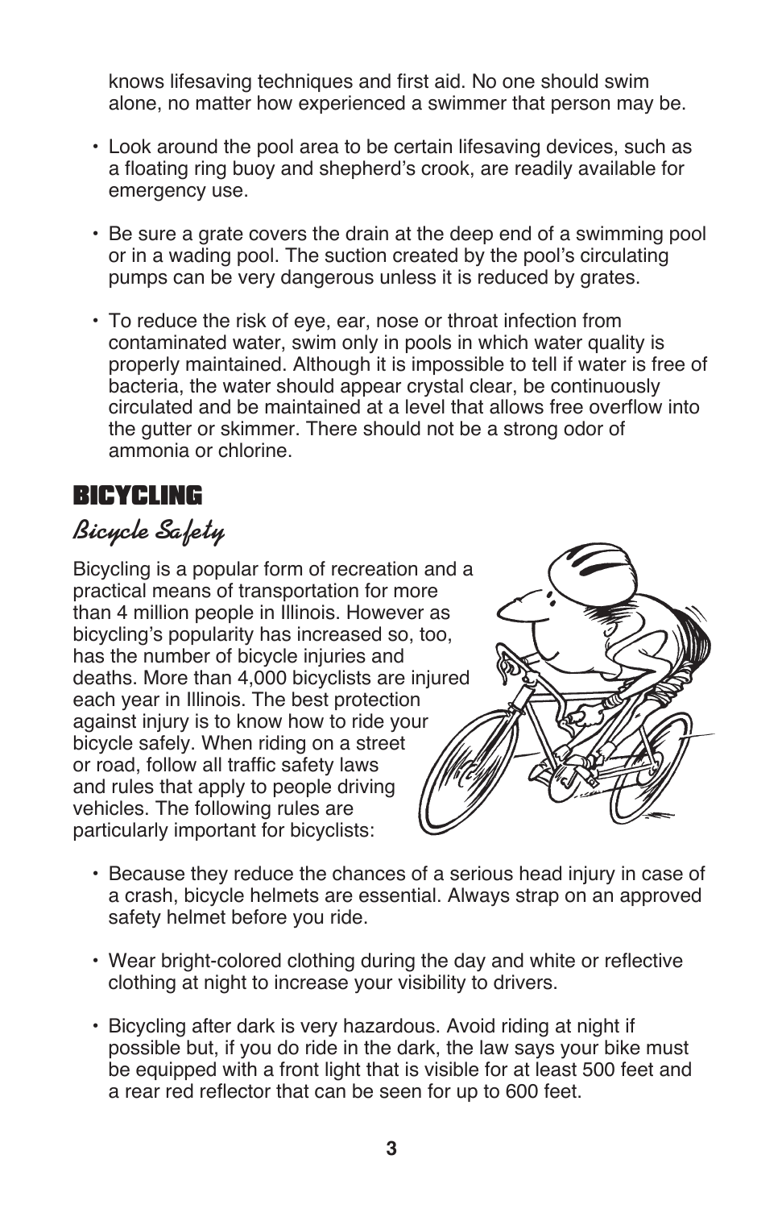knows lifesaving techniques and first aid. No one should swim alone, no matter how experienced a swimmer that person may be.

- Look around the pool area to be certain lifesaving devices, such as a floating ring buoy and shepherd's crook, are readily available for emergency use.
- Be sure a grate covers the drain at the deep end of a swimming pool or in a wading pool. The suction created by the pool's circulating pumps can be very dangerous unless it is reduced by grates.
- To reduce the risk of eye, ear, nose or throat infection from contaminated water, swim only in pools in which water quality is properly maintained. Although it is impossible to tell if water is free of bacteria, the water should appear crystal clear, be continuously circulated and be maintained at a level that allows free overflow into the gutter or skimmer. There should not be a strong odor of ammonia or chlorine.

## BICYCLING

### *Bicycle Safety*

Bicycling is a popular form of recreation and a practical means of transportation for more than 4 million people in Illinois. However as bicycling's popularity has increased so, too, has the number of bicycle injuries and deaths. More than 4,000 bicyclists are injured each year in Illinois. The best protection against injury is to know how to ride your bicycle safely. When riding on a street or road, follow all traffic safety laws and rules that apply to people driving vehicles. The following rules are particularly important for bicyclists:

- Because they reduce the chances of a serious head injury in case of a crash, bicycle helmets are essential. Always strap on an approved safety helmet before you ride.
- Wear bright-colored clothing during the day and white or reflective clothing at night to increase your visibility to drivers.
- Bicycling after dark is very hazardous. Avoid riding at night if possible but, if you do ride in the dark, the law says your bike must be equipped with a front light that is visible for at least 500 feet and a rear red reflector that can be seen for up to 600 feet.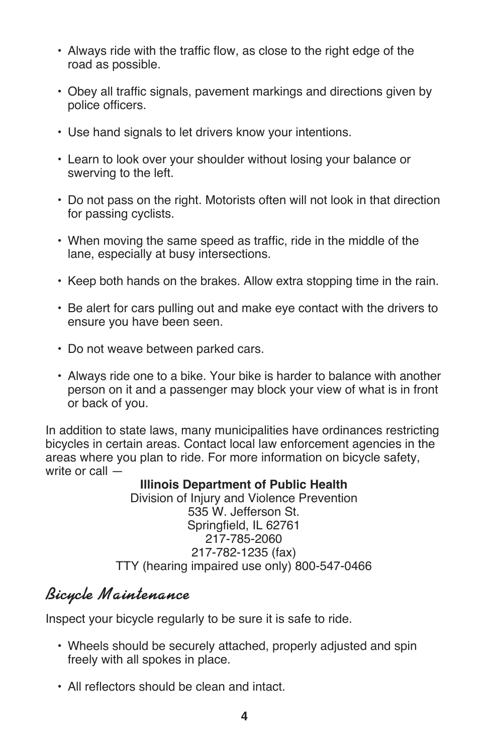- Always ride with the traffic flow, as close to the right edge of the road as possible.
- Obey all traffic signals, pavement markings and directions given by police officers.
- Use hand signals to let drivers know your intentions.
- Learn to look over your shoulder without losing your balance or swerving to the left.
- Do not pass on the right. Motorists often will not look in that direction for passing cyclists.
- When moving the same speed as traffic, ride in the middle of the lane, especially at busy intersections.
- Keep both hands on the brakes. Allow extra stopping time in the rain.
- Be alert for cars pulling out and make eye contact with the drivers to ensure you have been seen.
- Do not weave between parked cars.
- Always ride one to a bike. Your bike is harder to balance with another person on it and a passenger may block your view of what is in front or back of you.

In addition to state laws, many municipalities have ordinances restricting bicycles in certain areas. Contact local law enforcement agencies in the areas where you plan to ride. For more information on bicycle safety, write or call —

**Illinois Department of Public Health**
Division of Injury and Violence Prevention
535 W. Jefferson St.
Springfield, IL 62761
217-785-2060
217-782-1235 (fax)
TTY (hearing impaired use only) 800-547-0466

## Bicycle Maintenance

Inspect your bicycle regularly to be sure it is safe to ride.

- Wheels should be securely attached, properly adjusted and spin freely with all spokes in place.
- All reflectors should be clean and intact.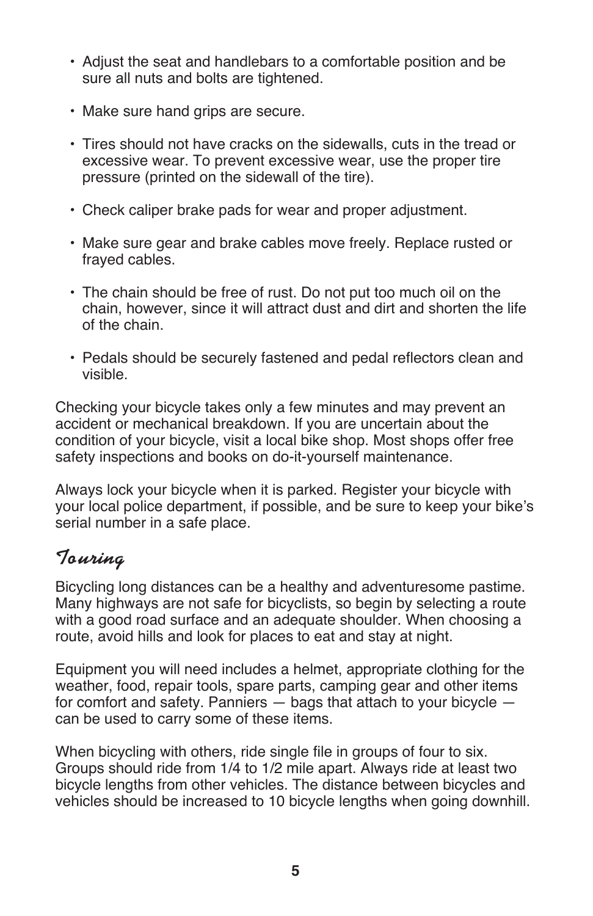- Adjust the seat and handlebars to a comfortable position and be sure all nuts and bolts are tightened.
- Make sure hand grips are secure.
- Tires should not have cracks on the sidewalls, cuts in the tread or excessive wear. To prevent excessive wear, use the proper tire pressure (printed on the sidewall of the tire).
- Check caliper brake pads for wear and proper adjustment.
- Make sure gear and brake cables move freely. Replace rusted or frayed cables.
- The chain should be free of rust. Do not put too much oil on the chain, however, since it will attract dust and dirt and shorten the life of the chain.
- Pedals should be securely fastened and pedal reflectors clean and visible.

Checking your bicycle takes only a few minutes and may prevent an accident or mechanical breakdown. If you are uncertain about the condition of your bicycle, visit a local bike shop. Most shops offer free safety inspections and books on do-it-yourself maintenance.

Always lock your bicycle when it is parked. Register your bicycle with your local police department, if possible, and be sure to keep your bike's serial number in a safe place.

## Touring

Bicycling long distances can be a healthy and adventuresome pastime. Many highways are not safe for bicyclists, so begin by selecting a route with a good road surface and an adequate shoulder. When choosing a route, avoid hills and look for places to eat and stay at night.

Equipment you will need includes a helmet, appropriate clothing for the weather, food, repair tools, spare parts, camping gear and other items for comfort and safety. Panniers — bags that attach to your bicycle — can be used to carry some of these items.

When bicycling with others, ride single file in groups of four to six. Groups should ride from 1/4 to 1/2 mile apart. Always ride at least two bicycle lengths from other vehicles. The distance between bicycles and vehicles should be increased to 10 bicycle lengths when going downhill.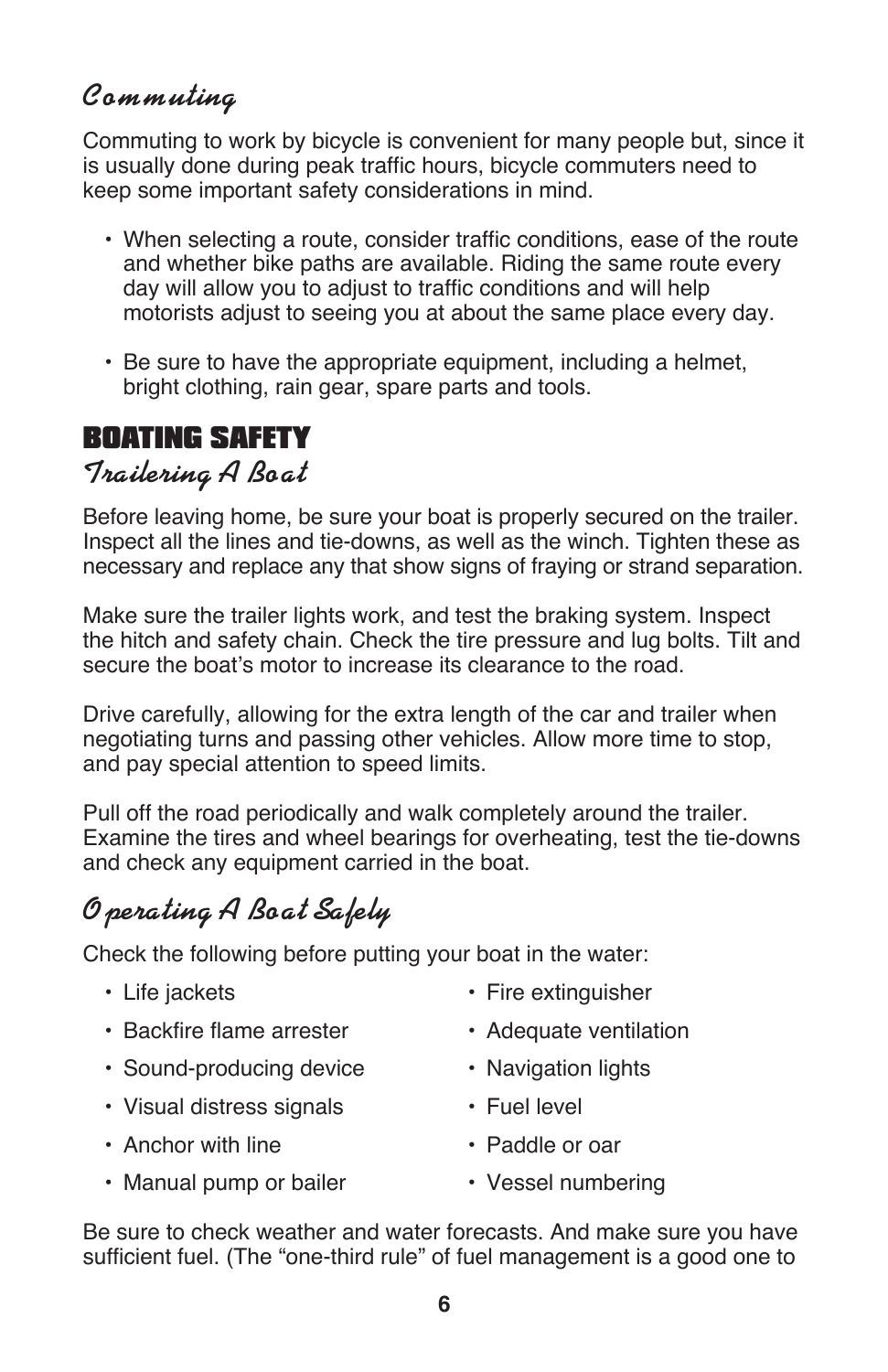### *Commuting*

Commuting to work by bicycle is convenient for many people but, since it is usually done during peak traffic hours, bicycle commuters need to keep some important safety considerations in mind.

- When selecting a route, consider traffic conditions, ease of the route and whether bike paths are available. Riding the same route every day will allow you to adjust to traffic conditions and will help motorists adjust to seeing you at about the same place every day.
- Be sure to have the appropriate equipment, including a helmet, bright clothing, rain gear, spare parts and tools.

## BOATING SAFETY

### *Trailering A Boat*

Before leaving home, be sure your boat is properly secured on the trailer. Inspect all the lines and tie-downs, as well as the winch. Tighten these as necessary and replace any that show signs of fraying or strand separation.

Make sure the trailer lights work, and test the braking system. Inspect the hitch and safety chain. Check the tire pressure and lug bolts. Tilt and secure the boat's motor to increase its clearance to the road.

Drive carefully, allowing for the extra length of the car and trailer when negotiating turns and passing other vehicles. Allow more time to stop, and pay special attention to speed limits.

Pull off the road periodically and walk completely around the trailer. Examine the tires and wheel bearings for overheating, test the tie-downs and check any equipment carried in the boat.

### *Operating A Boat Safely*

Check the following before putting your boat in the water:

- Life jackets
- Backfire flame arrester
- Sound-producing device
- Visual distress signals
- Anchor with line
- Manual pump or bailer
- Fire extinguisher
- Adequate ventilation
- Navigation lights
- Fuel level
- Paddle or oar
- Vessel numbering

Be sure to check weather and water forecasts. And make sure you have sufficient fuel. (The "one-third rule" of fuel management is a good one to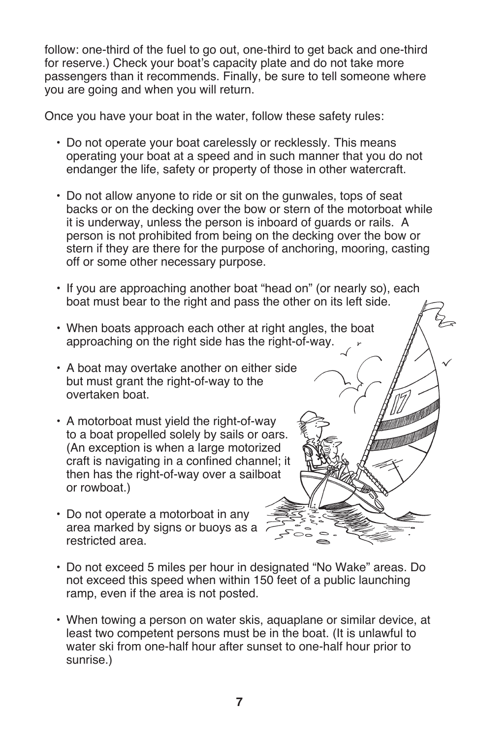follow: one-third of the fuel to go out, one-third to get back and one-third for reserve.) Check your boat's capacity plate and do not take more passengers than it recommends. Finally, be sure to tell someone where you are going and when you will return.

Once you have your boat in the water, follow these safety rules:

- Do not operate your boat carelessly or recklessly. This means operating your boat at a speed and in such manner that you do not endanger the life, safety or property of those in other watercraft.

- Do not allow anyone to ride or sit on the gunwales, tops of seat backs or on the decking over the bow or stern of the motorboat while it is underway, unless the person is inboard of guards or rails. A person is not prohibited from being on the decking over the bow or stern if they are there for the purpose of anchoring, mooring, casting off or some other necessary purpose.

- If you are approaching another boat "head on" (or nearly so), each boat must bear to the right and pass the other on its left side.

- When boats approach each other at right angles, the boat approaching on the right side has the right-of-way.

- A boat may overtake another on either side but must grant the right-of-way to the overtaken boat.

- A motorboat must yield the right-of-way to a boat propelled solely by sails or oars. (An exception is when a large motorized craft is navigating in a confined channel; it then has the right-of-way over a sailboat or rowboat.)

- Do not operate a motorboat in any area marked by signs or buoys as a restricted area.

- Do not exceed 5 miles per hour in designated "No Wake" areas. Do not exceed this speed when within 150 feet of a public launching ramp, even if the area is not posted.

- When towing a person on water skis, aquaplane or similar device, at least two competent persons must be in the boat. (It is unlawful to water ski from one-half hour after sunset to one-half hour prior to sunrise.)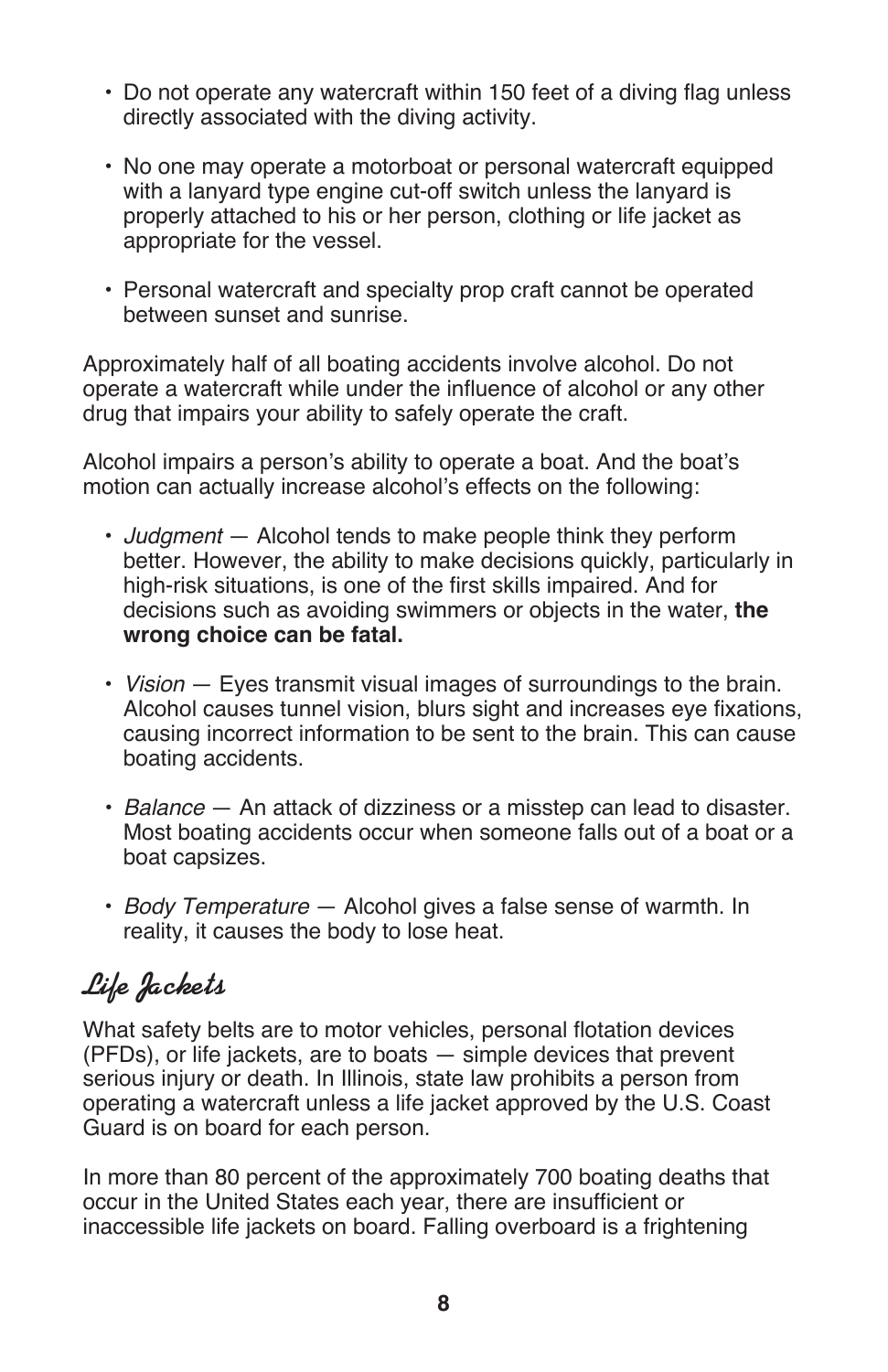- Do not operate any watercraft within 150 feet of a diving flag unless directly associated with the diving activity.

- No one may operate a motorboat or personal watercraft equipped with a lanyard type engine cut-off switch unless the lanyard is properly attached to his or her person, clothing or life jacket as appropriate for the vessel.

- Personal watercraft and specialty prop craft cannot be operated between sunset and sunrise.

Approximately half of all boating accidents involve alcohol. Do not operate a watercraft while under the influence of alcohol or any other drug that impairs your ability to safely operate the craft.

Alcohol impairs a person's ability to operate a boat. And the boat's motion can actually increase alcohol's effects on the following:

- *Judgment* — Alcohol tends to make people think they perform better. However, the ability to make decisions quickly, particularly in high-risk situations, is one of the first skills impaired. And for decisions such as avoiding swimmers or objects in the water, **the wrong choice can be fatal.**

- *Vision* — Eyes transmit visual images of surroundings to the brain. Alcohol causes tunnel vision, blurs sight and increases eye fixations, causing incorrect information to be sent to the brain. This can cause boating accidents.

- *Balance* — An attack of dizziness or a misstep can lead to disaster. Most boating accidents occur when someone falls out of a boat or a boat capsizes.

- *Body Temperature* — Alcohol gives a false sense of warmth. In reality, it causes the body to lose heat.

## Life Jackets

What safety belts are to motor vehicles, personal flotation devices (PFDs), or life jackets, are to boats — simple devices that prevent serious injury or death. In Illinois, state law prohibits a person from operating a watercraft unless a life jacket approved by the U.S. Coast Guard is on board for each person.

In more than 80 percent of the approximately 700 boating deaths that occur in the United States each year, there are insufficient or inaccessible life jackets on board. Falling overboard is a frightening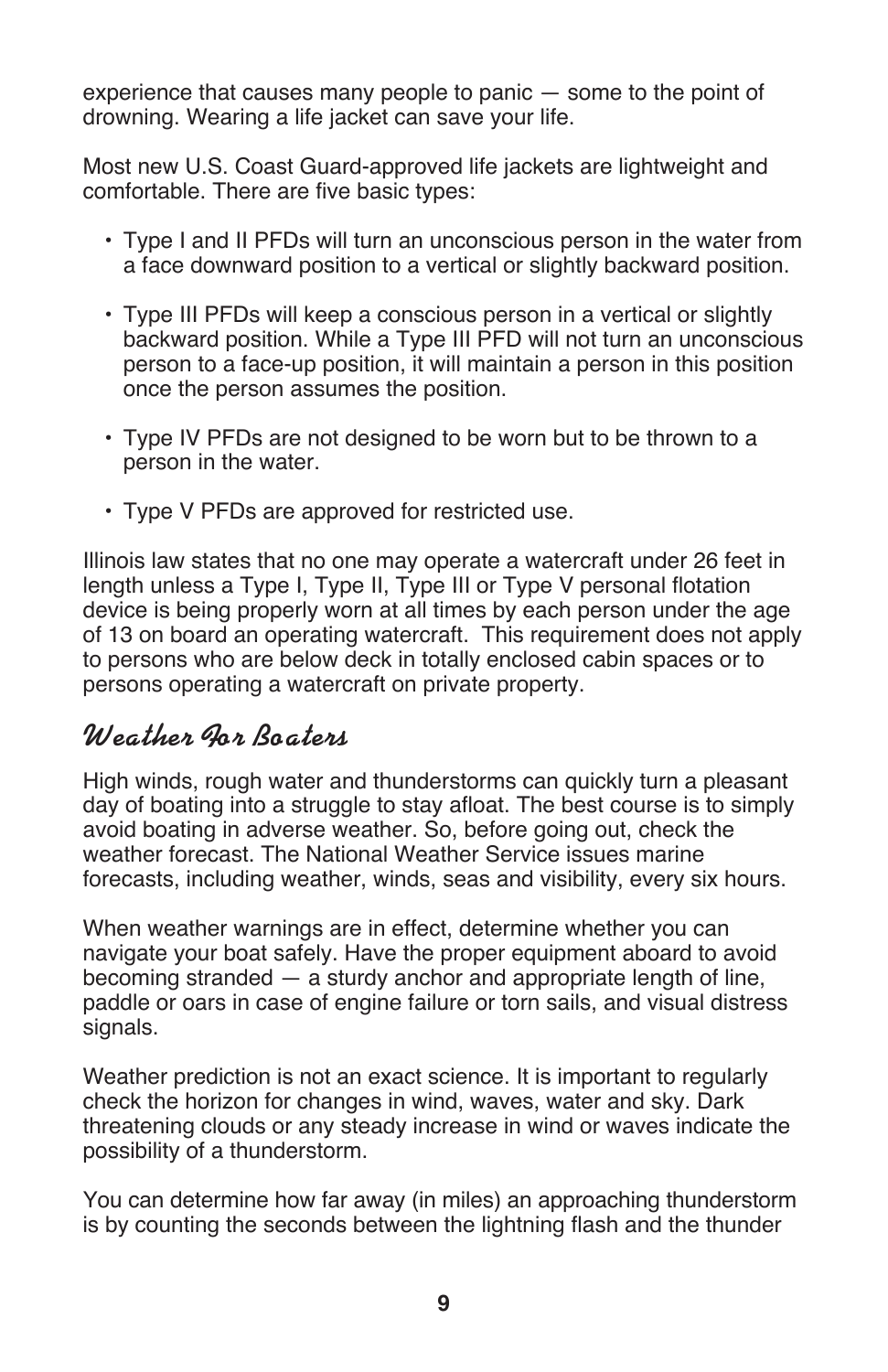experience that causes many people to panic — some to the point of drowning. Wearing a life jacket can save your life.

Most new U.S. Coast Guard-approved life jackets are lightweight and comfortable. There are five basic types:

- Type I and II PFDs will turn an unconscious person in the water from a face downward position to a vertical or slightly backward position.
- Type III PFDs will keep a conscious person in a vertical or slightly backward position. While a Type III PFD will not turn an unconscious person to a face-up position, it will maintain a person in this position once the person assumes the position.
- Type IV PFDs are not designed to be worn but to be thrown to a person in the water.
- Type V PFDs are approved for restricted use.

Illinois law states that no one may operate a watercraft under 26 feet in length unless a Type I, Type II, Type III or Type V personal flotation device is being properly worn at all times by each person under the age of 13 on board an operating watercraft. This requirement does not apply to persons who are below deck in totally enclosed cabin spaces or to persons operating a watercraft on private property.

## Weather For Boaters

High winds, rough water and thunderstorms can quickly turn a pleasant day of boating into a struggle to stay afloat. The best course is to simply avoid boating in adverse weather. So, before going out, check the weather forecast. The National Weather Service issues marine forecasts, including weather, winds, seas and visibility, every six hours.

When weather warnings are in effect, determine whether you can navigate your boat safely. Have the proper equipment aboard to avoid becoming stranded — a sturdy anchor and appropriate length of line, paddle or oars in case of engine failure or torn sails, and visual distress signals.

Weather prediction is not an exact science. It is important to regularly check the horizon for changes in wind, waves, water and sky. Dark threatening clouds or any steady increase in wind or waves indicate the possibility of a thunderstorm.

You can determine how far away (in miles) an approaching thunderstorm is by counting the seconds between the lightning flash and the thunder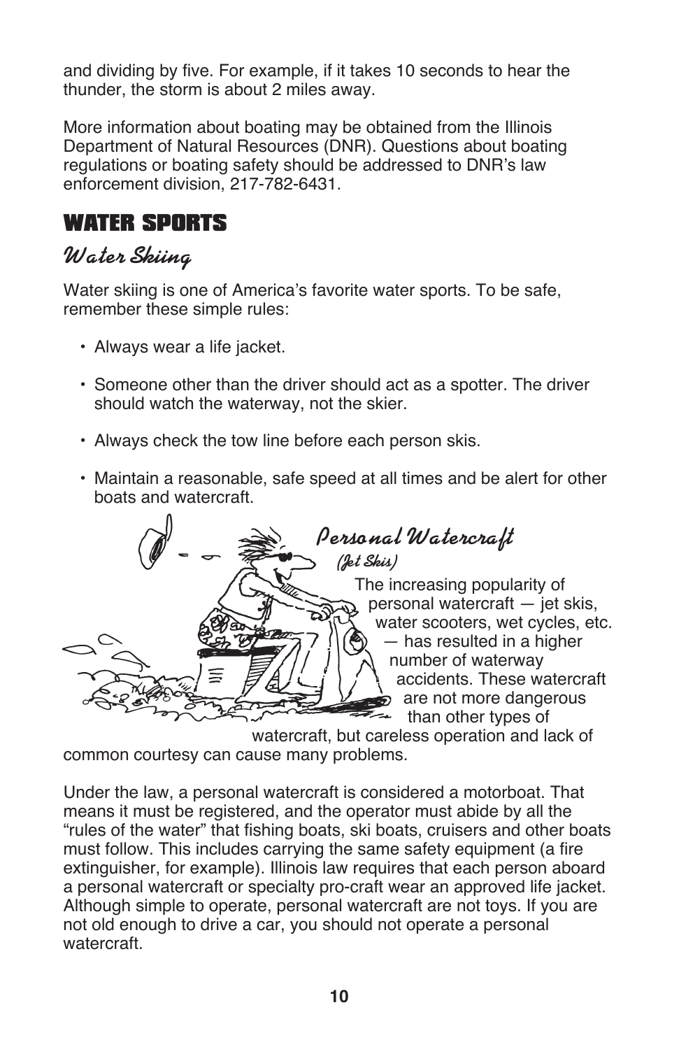and dividing by five. For example, if it takes 10 seconds to hear the thunder, the storm is about 2 miles away.

More information about boating may be obtained from the Illinois Department of Natural Resources (DNR). Questions about boating regulations or boating safety should be addressed to DNR's law enforcement division, 217-782-6431.

## WATER SPORTS

### *Water Skiing*

Water skiing is one of America's favorite water sports. To be safe, remember these simple rules:

- Always wear a life jacket.
- Someone other than the driver should act as a spotter. The driver should watch the waterway, not the skier.
- Always check the tow line before each person skis.
- Maintain a reasonable, safe speed at all times and be alert for other boats and watercraft.

### *Personal Watercraft*

*(Jet Skis)*

The increasing popularity of personal watercraft — jet skis, water scooters, wet cycles, etc. — has resulted in a higher number of waterway accidents. These watercraft are not more dangerous than other types of watercraft, but careless operation and lack of common courtesy can cause many problems.

Under the law, a personal watercraft is considered a motorboat. That means it must be registered, and the operator must abide by all the "rules of the water" that fishing boats, ski boats, cruisers and other boats must follow. This includes carrying the same safety equipment (a fire extinguisher, for example). Illinois law requires that each person aboard a personal watercraft or specialty pro-craft wear an approved life jacket. Although simple to operate, personal watercraft are not toys. If you are not old enough to drive a car, you should not operate a personal watercraft.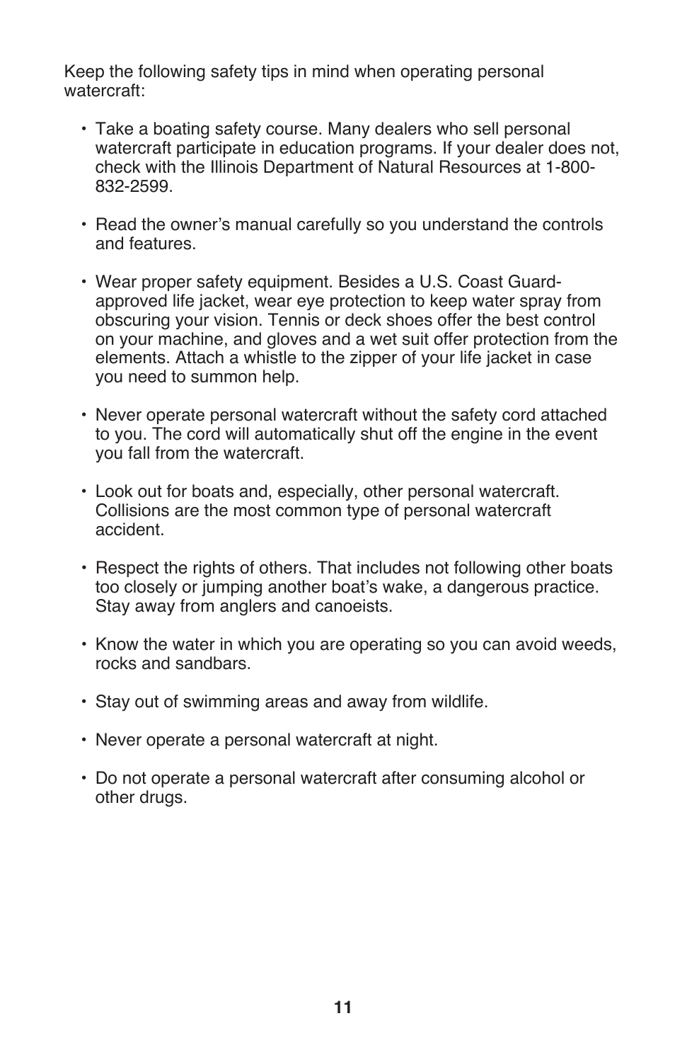Keep the following safety tips in mind when operating personal watercraft:

- Take a boating safety course. Many dealers who sell personal watercraft participate in education programs. If your dealer does not, check with the Illinois Department of Natural Resources at 1-800-832-2599.

- Read the owner's manual carefully so you understand the controls and features.

- Wear proper safety equipment. Besides a U.S. Coast Guard-approved life jacket, wear eye protection to keep water spray from obscuring your vision. Tennis or deck shoes offer the best control on your machine, and gloves and a wet suit offer protection from the elements. Attach a whistle to the zipper of your life jacket in case you need to summon help.

- Never operate personal watercraft without the safety cord attached to you. The cord will automatically shut off the engine in the event you fall from the watercraft.

- Look out for boats and, especially, other personal watercraft. Collisions are the most common type of personal watercraft accident.

- Respect the rights of others. That includes not following other boats too closely or jumping another boat's wake, a dangerous practice. Stay away from anglers and canoeists.

- Know the water in which you are operating so you can avoid weeds, rocks and sandbars.

- Stay out of swimming areas and away from wildlife.

- Never operate a personal watercraft at night.

- Do not operate a personal watercraft after consuming alcohol or other drugs.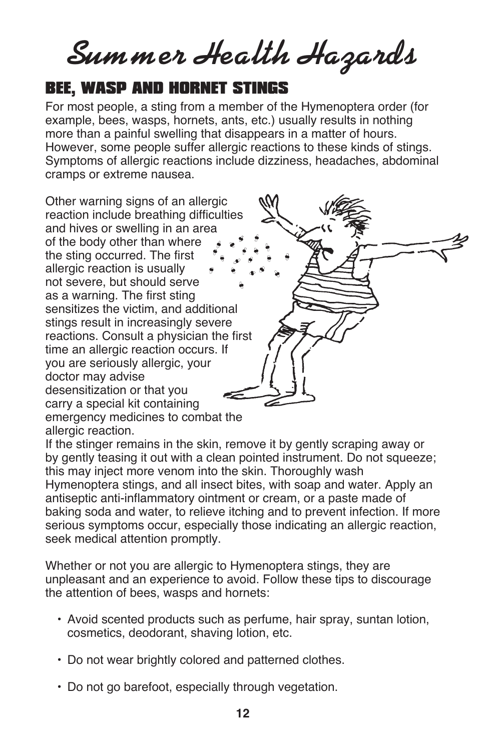# Summer Health Hazards

## BEE, WASP AND HORNET STINGS

For most people, a sting from a member of the Hymenoptera order (for example, bees, wasps, hornets, ants, etc.) usually results in nothing more than a painful swelling that disappears in a matter of hours. However, some people suffer allergic reactions to these kinds of stings. Symptoms of allergic reactions include dizziness, headaches, abdominal cramps or extreme nausea.

Other warning signs of an allergic reaction include breathing difficulties and hives or swelling in an area of the body other than where the sting occurred. The first allergic reaction is usually not severe, but should serve as a warning. The first sting sensitizes the victim, and additional stings result in increasingly severe reactions. Consult a physician the first time an allergic reaction occurs. If you are seriously allergic, your doctor may advise desensitization or that you carry a special kit containing emergency medicines to combat the allergic reaction.

If the stinger remains in the skin, remove it by gently scraping away or by gently teasing it out with a clean pointed instrument. Do not squeeze; this may inject more venom into the skin. Thoroughly wash Hymenoptera stings, and all insect bites, with soap and water. Apply an antiseptic anti-inflammatory ointment or cream, or a paste made of baking soda and water, to relieve itching and to prevent infection. If more serious symptoms occur, especially those indicating an allergic reaction, seek medical attention promptly.

Whether or not you are allergic to Hymenoptera stings, they are unpleasant and an experience to avoid. Follow these tips to discourage the attention of bees, wasps and hornets:

- Avoid scented products such as perfume, hair spray, suntan lotion, cosmetics, deodorant, shaving lotion, etc.
- Do not wear brightly colored and patterned clothes.
- Do not go barefoot, especially through vegetation.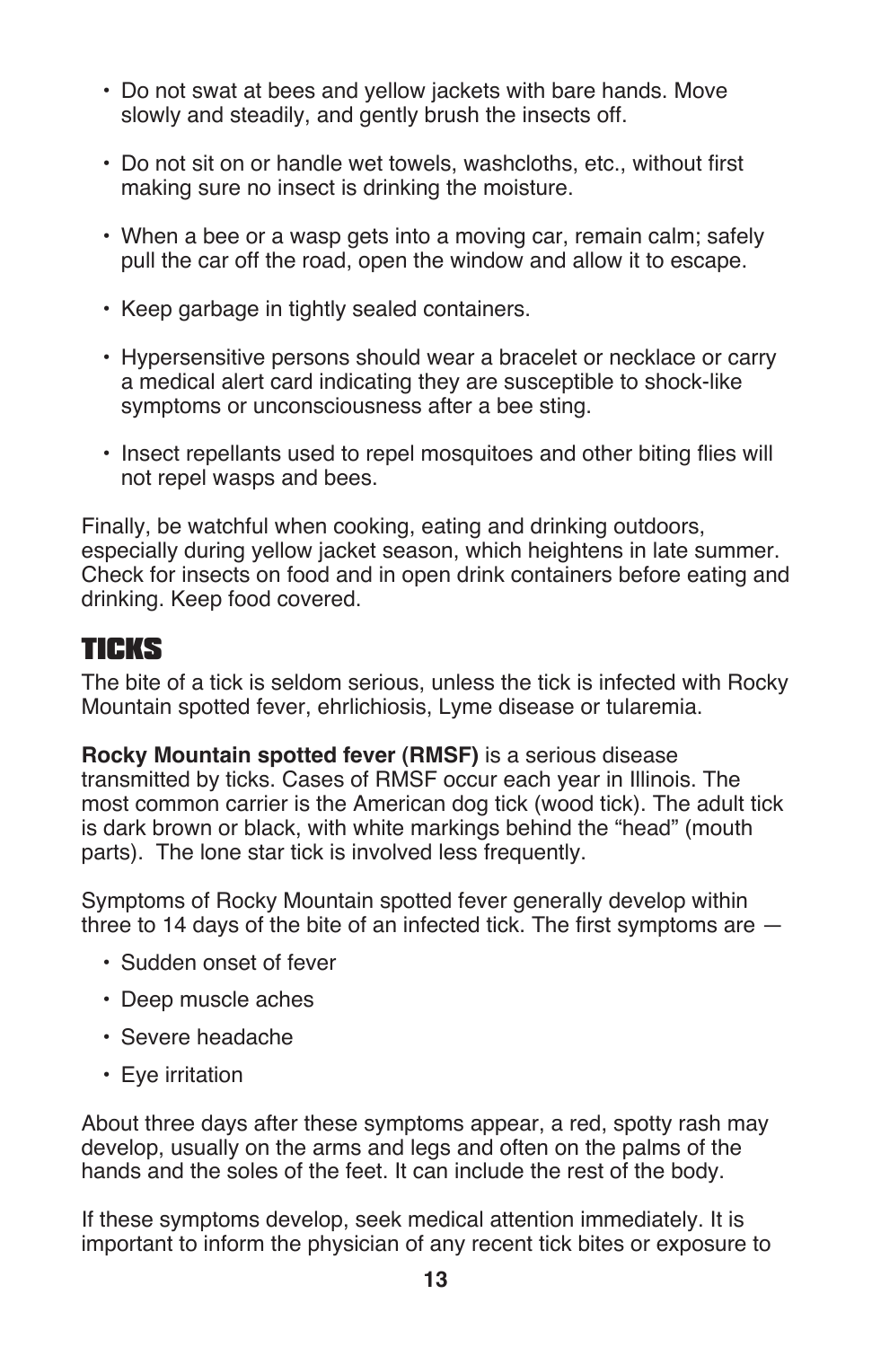- Do not swat at bees and yellow jackets with bare hands. Move slowly and steadily, and gently brush the insects off.
- Do not sit on or handle wet towels, washcloths, etc., without first making sure no insect is drinking the moisture.
- When a bee or a wasp gets into a moving car, remain calm; safely pull the car off the road, open the window and allow it to escape.
- Keep garbage in tightly sealed containers.
- Hypersensitive persons should wear a bracelet or necklace or carry a medical alert card indicating they are susceptible to shock-like symptoms or unconsciousness after a bee sting.
- Insect repellants used to repel mosquitoes and other biting flies will not repel wasps and bees.

Finally, be watchful when cooking, eating and drinking outdoors, especially during yellow jacket season, which heightens in late summer. Check for insects on food and in open drink containers before eating and drinking. Keep food covered.

## TICKS

The bite of a tick is seldom serious, unless the tick is infected with Rocky Mountain spotted fever, ehrlichiosis, Lyme disease or tularemia.

**Rocky Mountain spotted fever (RMSF)** is a serious disease transmitted by ticks. Cases of RMSF occur each year in Illinois. The most common carrier is the American dog tick (wood tick). The adult tick is dark brown or black, with white markings behind the “head” (mouth parts).  The lone star tick is involved less frequently.

Symptoms of Rocky Mountain spotted fever generally develop within three to 14 days of the bite of an infected tick. The first symptoms are —

- Sudden onset of fever
- Deep muscle aches
- Severe headache
- Eye irritation

About three days after these symptoms appear, a red, spotty rash may develop, usually on the arms and legs and often on the palms of the hands and the soles of the feet. It can include the rest of the body.

If these symptoms develop, seek medical attention immediately. It is important to inform the physician of any recent tick bites or exposure to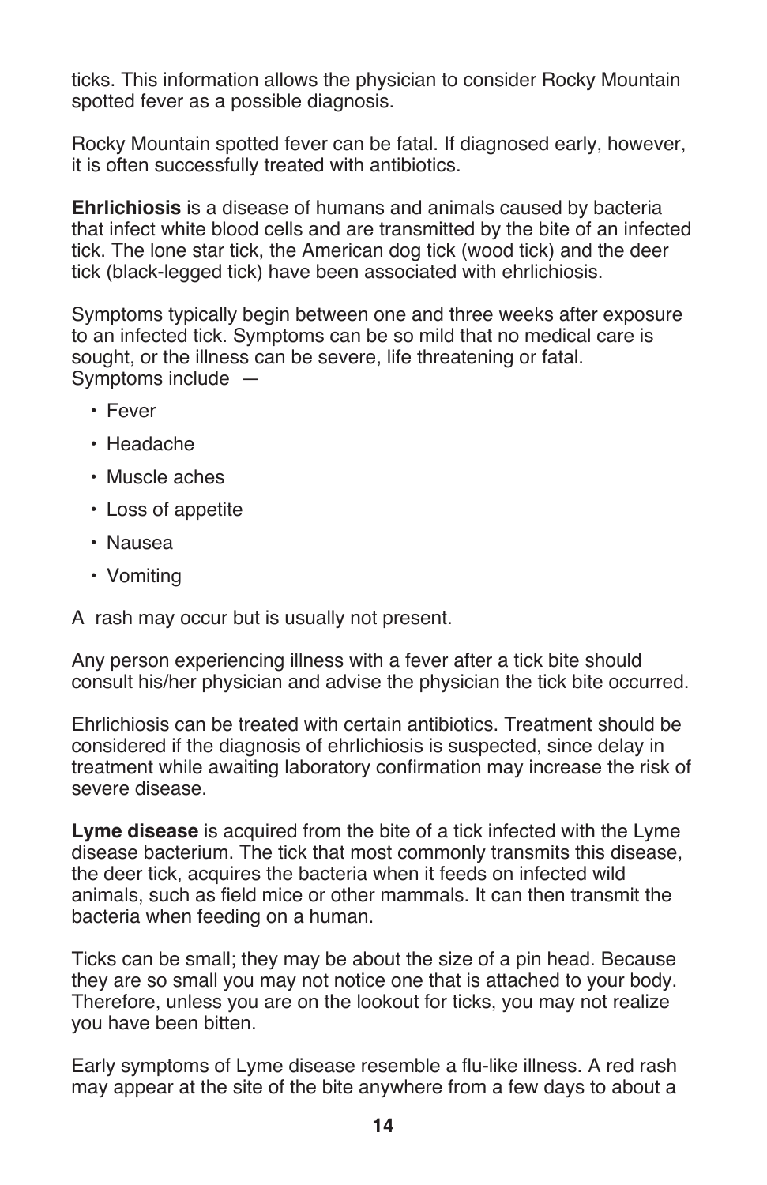ticks. This information allows the physician to consider Rocky Mountain spotted fever as a possible diagnosis.

Rocky Mountain spotted fever can be fatal. If diagnosed early, however, it is often successfully treated with antibiotics.

**Ehrlichiosis** is a disease of humans and animals caused by bacteria that infect white blood cells and are transmitted by the bite of an infected tick. The lone star tick, the American dog tick (wood tick) and the deer tick (black-legged tick) have been associated with ehrlichiosis.

Symptoms typically begin between one and three weeks after exposure to an infected tick. Symptoms can be so mild that no medical care is sought, or the illness can be severe, life threatening or fatal. Symptoms include —

- Fever
- Headache
- Muscle aches
- Loss of appetite
- Nausea
- Vomiting

A rash may occur but is usually not present.

Any person experiencing illness with a fever after a tick bite should consult his/her physician and advise the physician the tick bite occurred.

Ehrlichiosis can be treated with certain antibiotics. Treatment should be considered if the diagnosis of ehrlichiosis is suspected, since delay in treatment while awaiting laboratory confirmation may increase the risk of severe disease.

**Lyme disease** is acquired from the bite of a tick infected with the Lyme disease bacterium. The tick that most commonly transmits this disease, the deer tick, acquires the bacteria when it feeds on infected wild animals, such as field mice or other mammals. It can then transmit the bacteria when feeding on a human.

Ticks can be small; they may be about the size of a pin head. Because they are so small you may not notice one that is attached to your body. Therefore, unless you are on the lookout for ticks, you may not realize you have been bitten.

Early symptoms of Lyme disease resemble a flu-like illness. A red rash may appear at the site of the bite anywhere from a few days to about a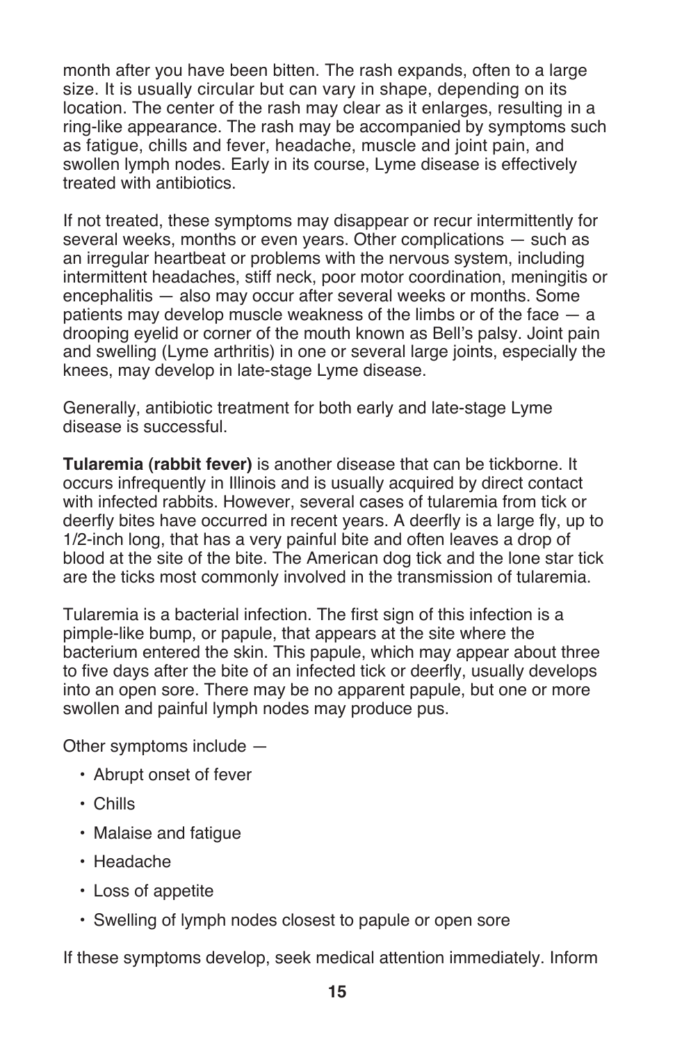month after you have been bitten. The rash expands, often to a large size. It is usually circular but can vary in shape, depending on its location. The center of the rash may clear as it enlarges, resulting in a ring-like appearance. The rash may be accompanied by symptoms such as fatigue, chills and fever, headache, muscle and joint pain, and swollen lymph nodes. Early in its course, Lyme disease is effectively treated with antibiotics.

If not treated, these symptoms may disappear or recur intermittently for several weeks, months or even years. Other complications — such as an irregular heartbeat or problems with the nervous system, including intermittent headaches, stiff neck, poor motor coordination, meningitis or encephalitis — also may occur after several weeks or months. Some patients may develop muscle weakness of the limbs or of the face — a drooping eyelid or corner of the mouth known as Bell's palsy. Joint pain and swelling (Lyme arthritis) in one or several large joints, especially the knees, may develop in late-stage Lyme disease.

Generally, antibiotic treatment for both early and late-stage Lyme disease is successful.

**Tularemia (rabbit fever)** is another disease that can be tickborne. It occurs infrequently in Illinois and is usually acquired by direct contact with infected rabbits. However, several cases of tularemia from tick or deerfly bites have occurred in recent years. A deerfly is a large fly, up to 1/2-inch long, that has a very painful bite and often leaves a drop of blood at the site of the bite. The American dog tick and the lone star tick are the ticks most commonly involved in the transmission of tularemia.

Tularemia is a bacterial infection. The first sign of this infection is a pimple-like bump, or papule, that appears at the site where the bacterium entered the skin. This papule, which may appear about three to five days after the bite of an infected tick or deerfly, usually develops into an open sore. There may be no apparent papule, but one or more swollen and painful lymph nodes may produce pus.

Other symptoms include —

- Abrupt onset of fever
- Chills
- Malaise and fatigue
- Headache
- Loss of appetite
- Swelling of lymph nodes closest to papule or open sore

If these symptoms develop, seek medical attention immediately. Inform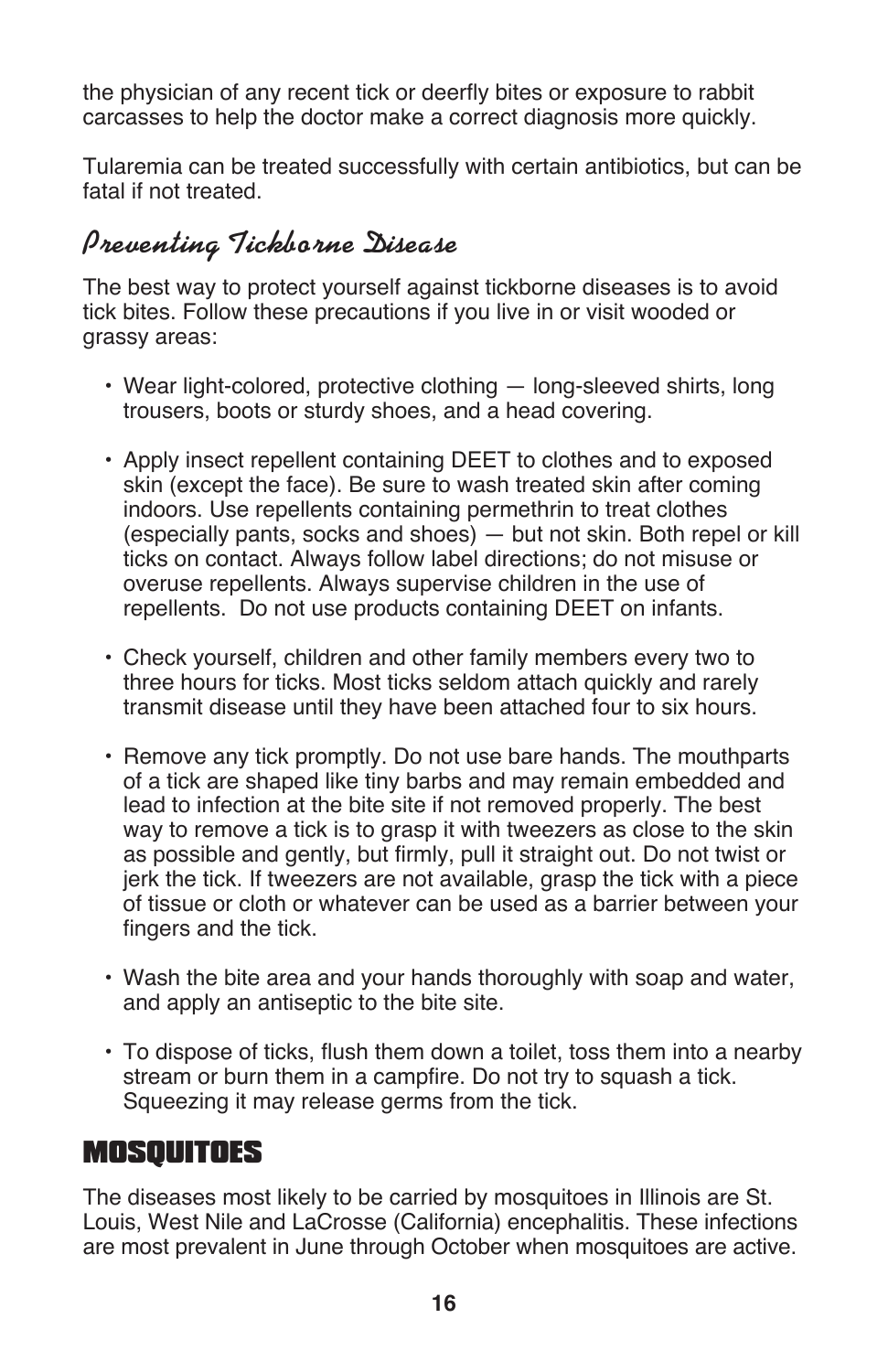the physician of any recent tick or deerfly bites or exposure to rabbit carcasses to help the doctor make a correct diagnosis more quickly.

Tularemia can be treated successfully with certain antibiotics, but can be fatal if not treated.

### *Preventing Tickborne Disease*

The best way to protect yourself against tickborne diseases is to avoid tick bites. Follow these precautions if you live in or visit wooded or grassy areas:

- Wear light-colored, protective clothing — long-sleeved shirts, long trousers, boots or sturdy shoes, and a head covering.
- Apply insect repellent containing DEET to clothes and to exposed skin (except the face). Be sure to wash treated skin after coming indoors. Use repellents containing permethrin to treat clothes (especially pants, socks and shoes) — but not skin. Both repel or kill ticks on contact. Always follow label directions; do not misuse or overuse repellents. Always supervise children in the use of repellents. Do not use products containing DEET on infants.
- Check yourself, children and other family members every two to three hours for ticks. Most ticks seldom attach quickly and rarely transmit disease until they have been attached four to six hours.
- Remove any tick promptly. Do not use bare hands. The mouthparts of a tick are shaped like tiny barbs and may remain embedded and lead to infection at the bite site if not removed properly. The best way to remove a tick is to grasp it with tweezers as close to the skin as possible and gently, but firmly, pull it straight out. Do not twist or jerk the tick. If tweezers are not available, grasp the tick with a piece of tissue or cloth or whatever can be used as a barrier between your fingers and the tick.
- Wash the bite area and your hands thoroughly with soap and water, and apply an antiseptic to the bite site.
- To dispose of ticks, flush them down a toilet, toss them into a nearby stream or burn them in a campfire. Do not try to squash a tick. Squeezing it may release germs from the tick.

## MOSQUITOES

The diseases most likely to be carried by mosquitoes in Illinois are St. Louis, West Nile and LaCrosse (California) encephalitis. These infections are most prevalent in June through October when mosquitoes are active.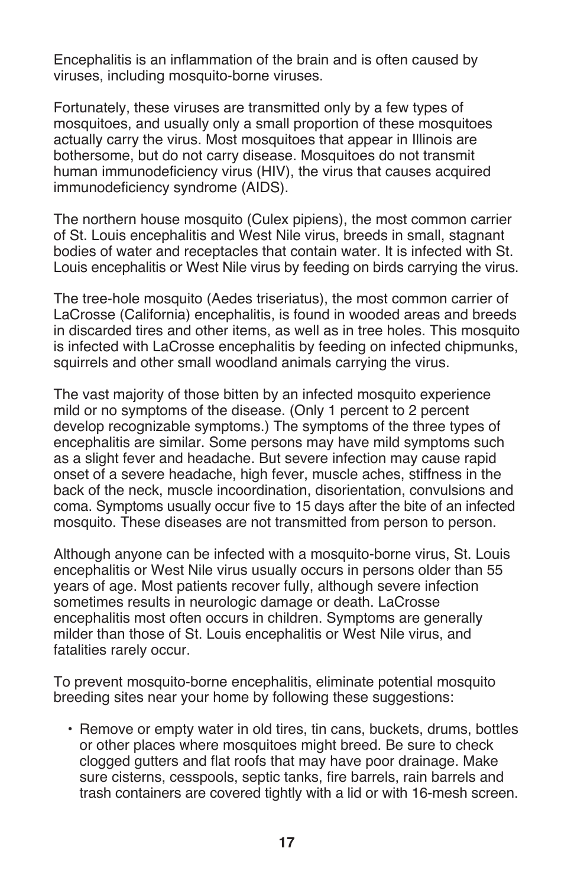Encephalitis is an inflammation of the brain and is often caused by viruses, including mosquito-borne viruses.

Fortunately, these viruses are transmitted only by a few types of mosquitoes, and usually only a small proportion of these mosquitoes actually carry the virus. Most mosquitoes that appear in Illinois are bothersome, but do not carry disease. Mosquitoes do not transmit human immunodeficiency virus (HIV), the virus that causes acquired immunodeficiency syndrome (AIDS).

The northern house mosquito (Culex pipiens), the most common carrier of St. Louis encephalitis and West Nile virus, breeds in small, stagnant bodies of water and receptacles that contain water. It is infected with St. Louis encephalitis or West Nile virus by feeding on birds carrying the virus.

The tree-hole mosquito (Aedes triseriatus), the most common carrier of LaCrosse (California) encephalitis, is found in wooded areas and breeds in discarded tires and other items, as well as in tree holes. This mosquito is infected with LaCrosse encephalitis by feeding on infected chipmunks, squirrels and other small woodland animals carrying the virus.

The vast majority of those bitten by an infected mosquito experience mild or no symptoms of the disease. (Only 1 percent to 2 percent develop recognizable symptoms.) The symptoms of the three types of encephalitis are similar. Some persons may have mild symptoms such as a slight fever and headache. But severe infection may cause rapid onset of a severe headache, high fever, muscle aches, stiffness in the back of the neck, muscle incoordination, disorientation, convulsions and coma. Symptoms usually occur five to 15 days after the bite of an infected mosquito. These diseases are not transmitted from person to person.

Although anyone can be infected with a mosquito-borne virus, St. Louis encephalitis or West Nile virus usually occurs in persons older than 55 years of age. Most patients recover fully, although severe infection sometimes results in neurologic damage or death. LaCrosse encephalitis most often occurs in children. Symptoms are generally milder than those of St. Louis encephalitis or West Nile virus, and fatalities rarely occur.

To prevent mosquito-borne encephalitis, eliminate potential mosquito breeding sites near your home by following these suggestions:

- Remove or empty water in old tires, tin cans, buckets, drums, bottles or other places where mosquitoes might breed. Be sure to check clogged gutters and flat roofs that may have poor drainage. Make sure cisterns, cesspools, septic tanks, fire barrels, rain barrels and trash containers are covered tightly with a lid or with 16-mesh screen.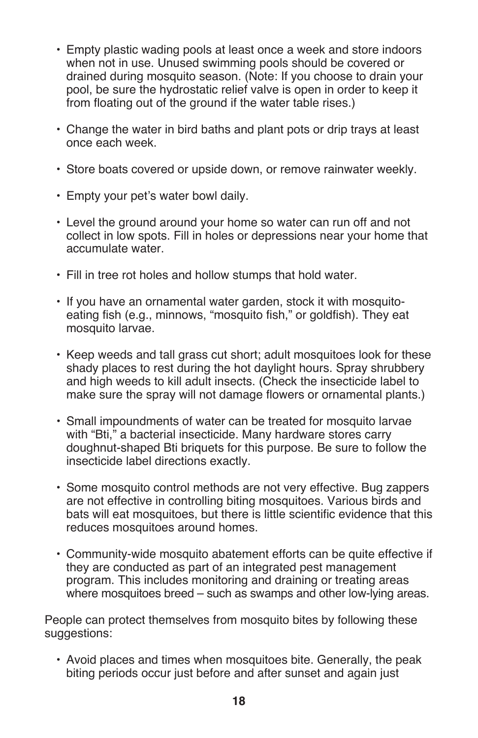- Empty plastic wading pools at least once a week and store indoors when not in use. Unused swimming pools should be covered or drained during mosquito season. (Note: If you choose to drain your pool, be sure the hydrostatic relief valve is open in order to keep it from floating out of the ground if the water table rises.)

- Change the water in bird baths and plant pots or drip trays at least once each week.

- Store boats covered or upside down, or remove rainwater weekly.

- Empty your pet's water bowl daily.

- Level the ground around your home so water can run off and not collect in low spots. Fill in holes or depressions near your home that accumulate water.

- Fill in tree rot holes and hollow stumps that hold water.

- If you have an ornamental water garden, stock it with mosquito-eating fish (e.g., minnows, "mosquito fish," or goldfish). They eat mosquito larvae.

- Keep weeds and tall grass cut short; adult mosquitoes look for these shady places to rest during the hot daylight hours. Spray shrubbery and high weeds to kill adult insects. (Check the insecticide label to make sure the spray will not damage flowers or ornamental plants.)

- Small impoundments of water can be treated for mosquito larvae with "Bti," a bacterial insecticide. Many hardware stores carry doughnut-shaped Bti briquets for this purpose. Be sure to follow the insecticide label directions exactly.

- Some mosquito control methods are not very effective. Bug zappers are not effective in controlling biting mosquitoes. Various birds and bats will eat mosquitoes, but there is little scientific evidence that this reduces mosquitoes around homes.

- Community-wide mosquito abatement efforts can be quite effective if they are conducted as part of an integrated pest management program. This includes monitoring and draining or treating areas where mosquitoes breed – such as swamps and other low-lying areas.

People can protect themselves from mosquito bites by following these suggestions:

- Avoid places and times when mosquitoes bite. Generally, the peak biting periods occur just before and after sunset and again just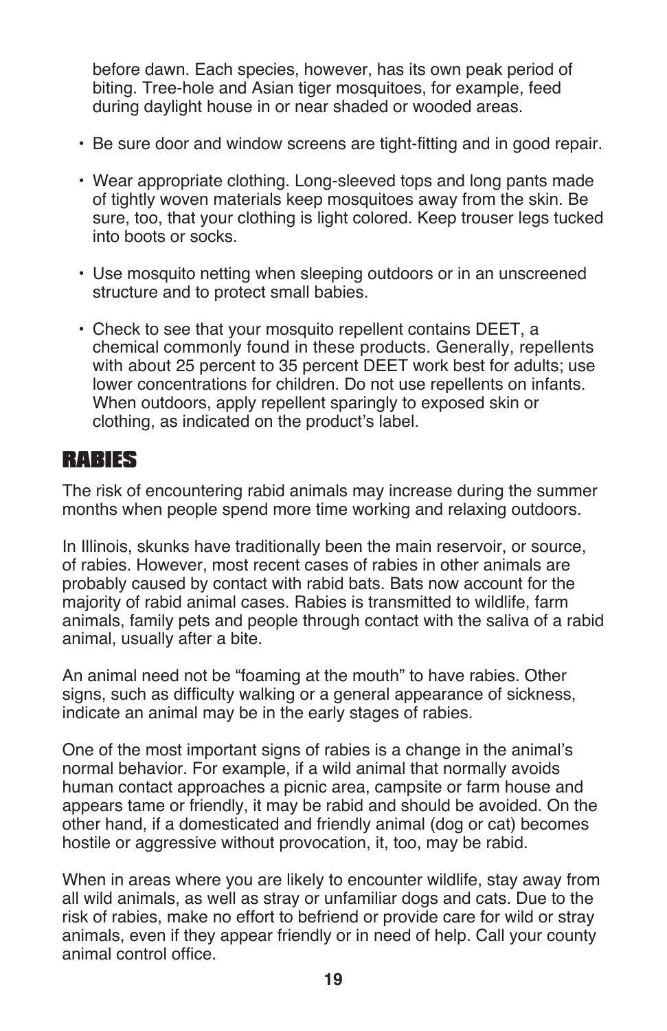before dawn. Each species, however, has its own peak period of biting. Tree-hole and Asian tiger mosquitoes, for example, feed during daylight house in or near shaded or wooded areas.

- Be sure door and window screens are tight-fitting and in good repair.
- Wear appropriate clothing. Long-sleeved tops and long pants made of tightly woven materials keep mosquitoes away from the skin. Be sure, too, that your clothing is light colored. Keep trouser legs tucked into boots or socks.
- Use mosquito netting when sleeping outdoors or in an unscreened structure and to protect small babies.
- Check to see that your mosquito repellent contains DEET, a chemical commonly found in these products. Generally, repellents with about 25 percent to 35 percent DEET work best for adults; use lower concentrations for children. Do not use repellents on infants. When outdoors, apply repellent sparingly to exposed skin or clothing, as indicated on the product's label.

## RABIES

The risk of encountering rabid animals may increase during the summer months when people spend more time working and relaxing outdoors.

In Illinois, skunks have traditionally been the main reservoir, or source, of rabies. However, most recent cases of rabies in other animals are probably caused by contact with rabid bats. Bats now account for the majority of rabid animal cases. Rabies is transmitted to wildlife, farm animals, family pets and people through contact with the saliva of a rabid animal, usually after a bite.

An animal need not be "foaming at the mouth" to have rabies. Other signs, such as difficulty walking or a general appearance of sickness, indicate an animal may be in the early stages of rabies.

One of the most important signs of rabies is a change in the animal's normal behavior. For example, if a wild animal that normally avoids human contact approaches a picnic area, campsite or farm house and appears tame or friendly, it may be rabid and should be avoided. On the other hand, if a domesticated and friendly animal (dog or cat) becomes hostile or aggressive without provocation, it, too, may be rabid.

When in areas where you are likely to encounter wildlife, stay away from all wild animals, as well as stray or unfamiliar dogs and cats. Due to the risk of rabies, make no effort to befriend or provide care for wild or stray animals, even if they appear friendly or in need of help. Call your county animal control office.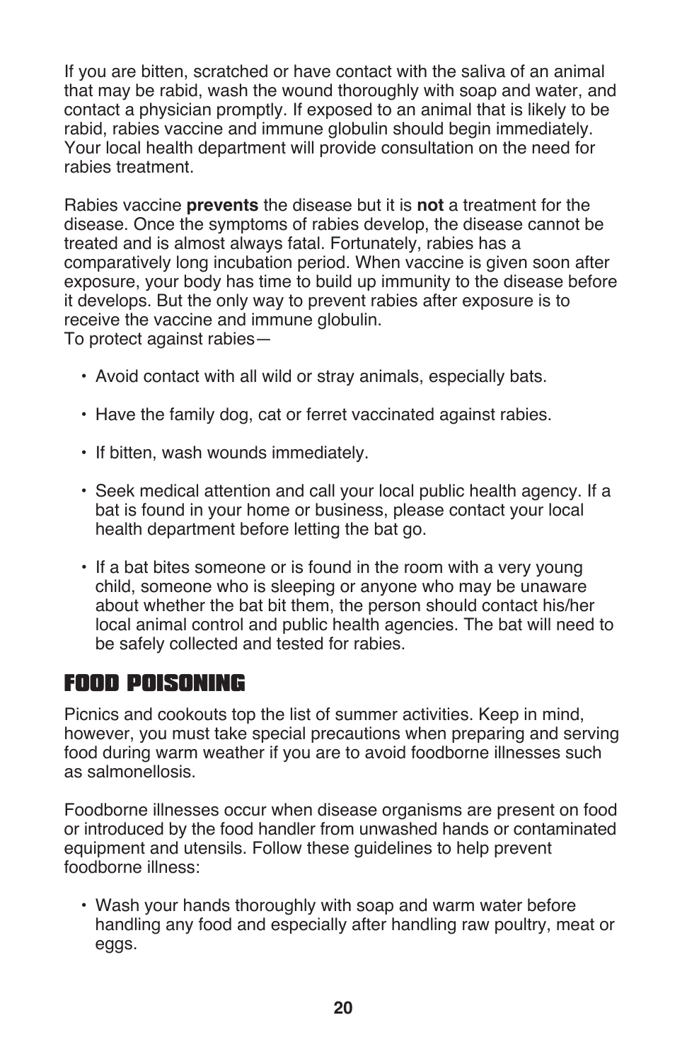If you are bitten, scratched or have contact with the saliva of an animal that may be rabid, wash the wound thoroughly with soap and water, and contact a physician promptly. If exposed to an animal that is likely to be rabid, rabies vaccine and immune globulin should begin immediately. Your local health department will provide consultation on the need for rabies treatment.

Rabies vaccine **prevents** the disease but it is **not** a treatment for the disease. Once the symptoms of rabies develop, the disease cannot be treated and is almost always fatal. Fortunately, rabies has a comparatively long incubation period. When vaccine is given soon after exposure, your body has time to build up immunity to the disease before it develops. But the only way to prevent rabies after exposure is to receive the vaccine and immune globulin.
To protect against rabies—

- Avoid contact with all wild or stray animals, especially bats.
- Have the family dog, cat or ferret vaccinated against rabies.
- If bitten, wash wounds immediately.
- Seek medical attention and call your local public health agency. If a bat is found in your home or business, please contact your local health department before letting the bat go.
- If a bat bites someone or is found in the room with a very young child, someone who is sleeping or anyone who may be unaware about whether the bat bit them, the person should contact his/her local animal control and public health agencies. The bat will need to be safely collected and tested for rabies.

## FOOD POISONING

Picnics and cookouts top the list of summer activities. Keep in mind, however, you must take special precautions when preparing and serving food during warm weather if you are to avoid foodborne illnesses such as salmonellosis.

Foodborne illnesses occur when disease organisms are present on food or introduced by the food handler from unwashed hands or contaminated equipment and utensils. Follow these guidelines to help prevent foodborne illness:

- Wash your hands thoroughly with soap and warm water before handling any food and especially after handling raw poultry, meat or eggs.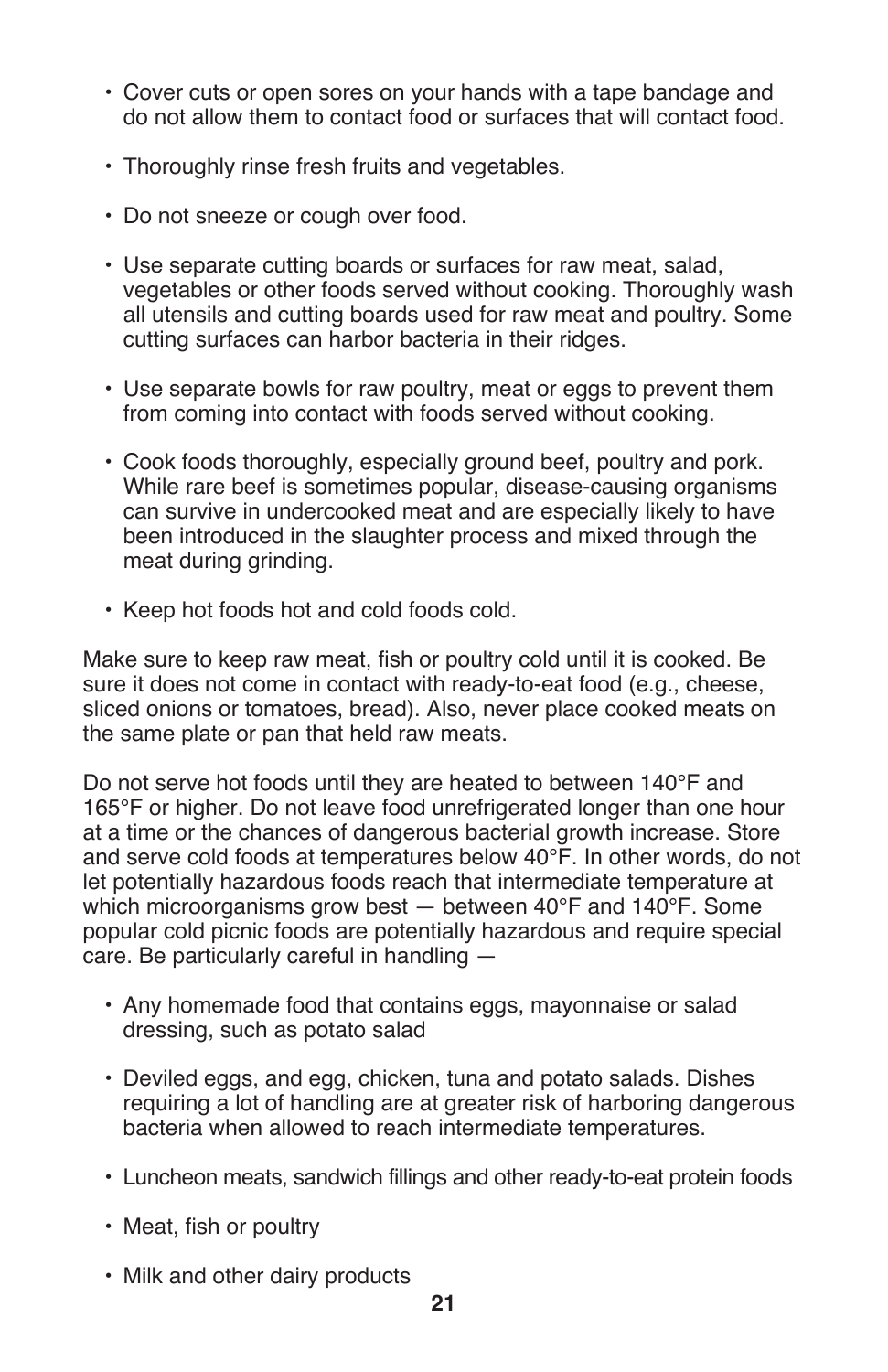- Cover cuts or open sores on your hands with a tape bandage and do not allow them to contact food or surfaces that will contact food.

- Thoroughly rinse fresh fruits and vegetables.

- Do not sneeze or cough over food.

- Use separate cutting boards or surfaces for raw meat, salad, vegetables or other foods served without cooking. Thoroughly wash all utensils and cutting boards used for raw meat and poultry. Some cutting surfaces can harbor bacteria in their ridges.

- Use separate bowls for raw poultry, meat or eggs to prevent them from coming into contact with foods served without cooking.

- Cook foods thoroughly, especially ground beef, poultry and pork. While rare beef is sometimes popular, disease-causing organisms can survive in undercooked meat and are especially likely to have been introduced in the slaughter process and mixed through the meat during grinding.

- Keep hot foods hot and cold foods cold.

Make sure to keep raw meat, fish or poultry cold until it is cooked. Be sure it does not come in contact with ready-to-eat food (e.g., cheese, sliced onions or tomatoes, bread). Also, never place cooked meats on the same plate or pan that held raw meats.

Do not serve hot foods until they are heated to between 140°F and 165°F or higher. Do not leave food unrefrigerated longer than one hour at a time or the chances of dangerous bacterial growth increase. Store and serve cold foods at temperatures below 40°F. In other words, do not let potentially hazardous foods reach that intermediate temperature at which microorganisms grow best — between 40°F and 140°F. Some popular cold picnic foods are potentially hazardous and require special care. Be particularly careful in handling —

- Any homemade food that contains eggs, mayonnaise or salad dressing, such as potato salad

- Deviled eggs, and egg, chicken, tuna and potato salads. Dishes requiring a lot of handling are at greater risk of harboring dangerous bacteria when allowed to reach intermediate temperatures.

- Luncheon meats, sandwich fillings and other ready-to-eat protein foods

- Meat, fish or poultry

- Milk and other dairy products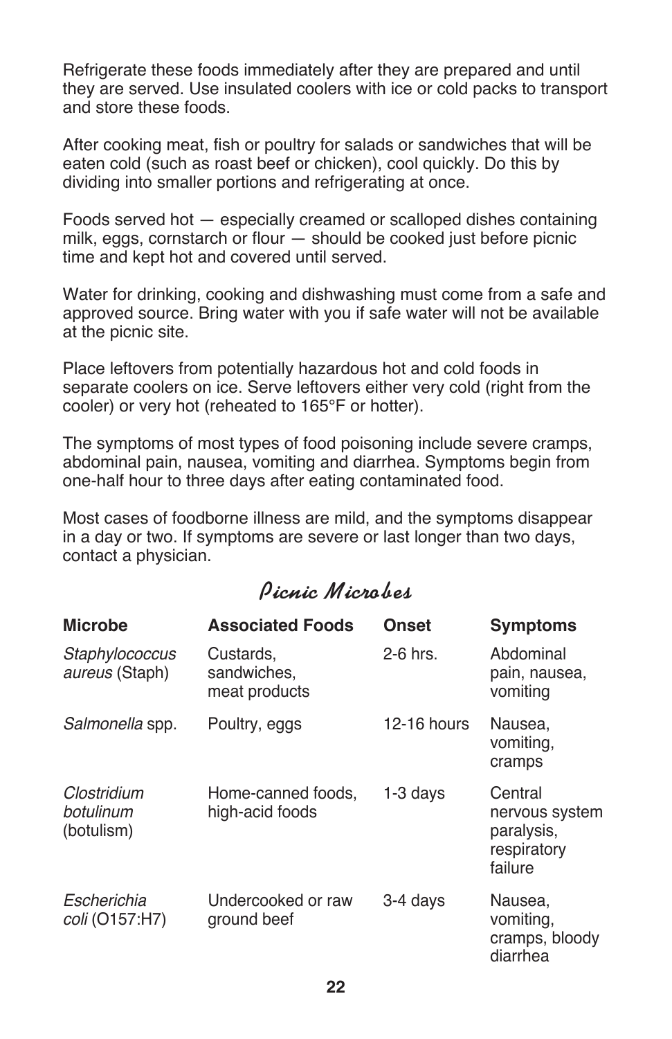Refrigerate these foods immediately after they are prepared and until they are served. Use insulated coolers with ice or cold packs to transport and store these foods.

After cooking meat, fish or poultry for salads or sandwiches that will be eaten cold (such as roast beef or chicken), cool quickly. Do this by dividing into smaller portions and refrigerating at once.

Foods served hot — especially creamed or scalloped dishes containing milk, eggs, cornstarch or flour — should be cooked just before picnic time and kept hot and covered until served.

Water for drinking, cooking and dishwashing must come from a safe and approved source. Bring water with you if safe water will not be available at the picnic site.

Place leftovers from potentially hazardous hot and cold foods in separate coolers on ice. Serve leftovers either very cold (right from the cooler) or very hot (reheated to 165°F or hotter).

The symptoms of most types of food poisoning include severe cramps, abdominal pain, nausea, vomiting and diarrhea. Symptoms begin from one-half hour to three days after eating contaminated food.

Most cases of foodborne illness are mild, and the symptoms disappear in a day or two. If symptoms are severe or last longer than two days, contact a physician.

## Picnic Microbes

| Microbe | Associated Foods | Onset | Symptoms |
|---|---|---|---|
| *Staphylococcus aureus* (Staph) | Custards, sandwiches, meat products | 2-6 hrs. | Abdominal pain, nausea, vomiting |
| *Salmonella* spp. | Poultry, eggs | 12-16 hours | Nausea, vomiting, cramps |
| *Clostridium botulinum* (botulism) | Home-canned foods, high-acid foods | 1-3 days | Central nervous system paralysis, respiratory failure |
| *Escherichia coli* (O157:H7) | Undercooked or raw ground beef | 3-4 days | Nausea, vomiting, cramps, bloody diarrhea |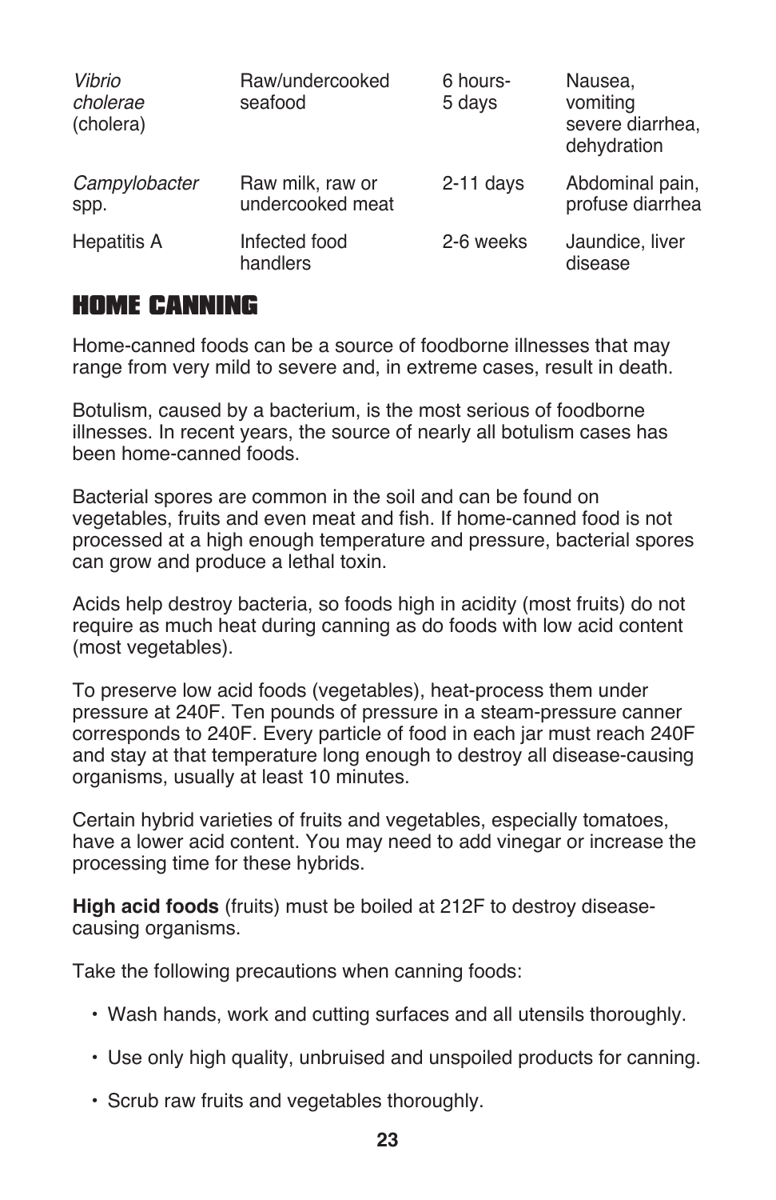| | | | |
|---|---|---|---|
| *Vibrio cholerae* (cholera) | Raw/undercooked seafood | 6 hours-5 days | Nausea, vomiting severe diarrhea, dehydration |
| *Campylobacter* spp. | Raw milk, raw or undercooked meat | 2-11 days | Abdominal pain, profuse diarrhea |
| Hepatitis A | Infected food handlers | 2-6 weeks | Jaundice, liver disease |

## HOME CANNING

Home-canned foods can be a source of foodborne illnesses that may range from very mild to severe and, in extreme cases, result in death.

Botulism, caused by a bacterium, is the most serious of foodborne illnesses. In recent years, the source of nearly all botulism cases has been home-canned foods.

Bacterial spores are common in the soil and can be found on vegetables, fruits and even meat and fish. If home-canned food is not processed at a high enough temperature and pressure, bacterial spores can grow and produce a lethal toxin.

Acids help destroy bacteria, so foods high in acidity (most fruits) do not require as much heat during canning as do foods with low acid content (most vegetables).

To preserve low acid foods (vegetables), heat-process them under pressure at 240F. Ten pounds of pressure in a steam-pressure canner corresponds to 240F. Every particle of food in each jar must reach 240F and stay at that temperature long enough to destroy all disease-causing organisms, usually at least 10 minutes.

Certain hybrid varieties of fruits and vegetables, especially tomatoes, have a lower acid content. You may need to add vinegar or increase the processing time for these hybrids.

**High acid foods** (fruits) must be boiled at 212F to destroy disease-causing organisms.

Take the following precautions when canning foods:

- Wash hands, work and cutting surfaces and all utensils thoroughly.
- Use only high quality, unbruised and unspoiled products for canning.
- Scrub raw fruits and vegetables thoroughly.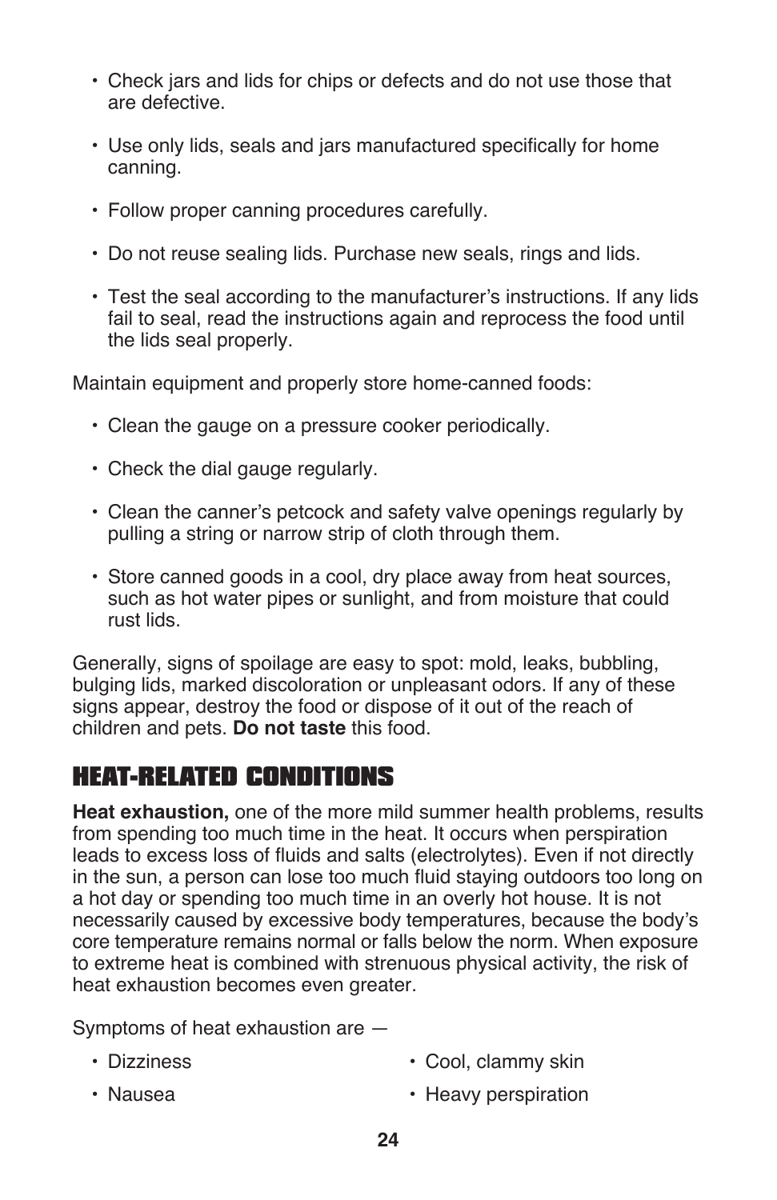- Check jars and lids for chips or defects and do not use those that are defective.
- Use only lids, seals and jars manufactured specifically for home canning.
- Follow proper canning procedures carefully.
- Do not reuse sealing lids. Purchase new seals, rings and lids.
- Test the seal according to the manufacturer's instructions. If any lids fail to seal, read the instructions again and reprocess the food until the lids seal properly.

Maintain equipment and properly store home-canned foods:

- Clean the gauge on a pressure cooker periodically.
- Check the dial gauge regularly.
- Clean the canner's petcock and safety valve openings regularly by pulling a string or narrow strip of cloth through them.
- Store canned goods in a cool, dry place away from heat sources, such as hot water pipes or sunlight, and from moisture that could rust lids.

Generally, signs of spoilage are easy to spot: mold, leaks, bubbling, bulging lids, marked discoloration or unpleasant odors. If any of these signs appear, destroy the food or dispose of it out of the reach of children and pets. **Do not taste** this food.

## HEAT-RELATED CONDITIONS

**Heat exhaustion,** one of the more mild summer health problems, results from spending too much time in the heat. It occurs when perspiration leads to excess loss of fluids and salts (electrolytes). Even if not directly in the sun, a person can lose too much fluid staying outdoors too long on a hot day or spending too much time in an overly hot house. It is not necessarily caused by excessive body temperatures, because the body's core temperature remains normal or falls below the norm. When exposure to extreme heat is combined with strenuous physical activity, the risk of heat exhaustion becomes even greater.

Symptoms of heat exhaustion are —

- Dizziness
- Nausea
- Cool, clammy skin
- Heavy perspiration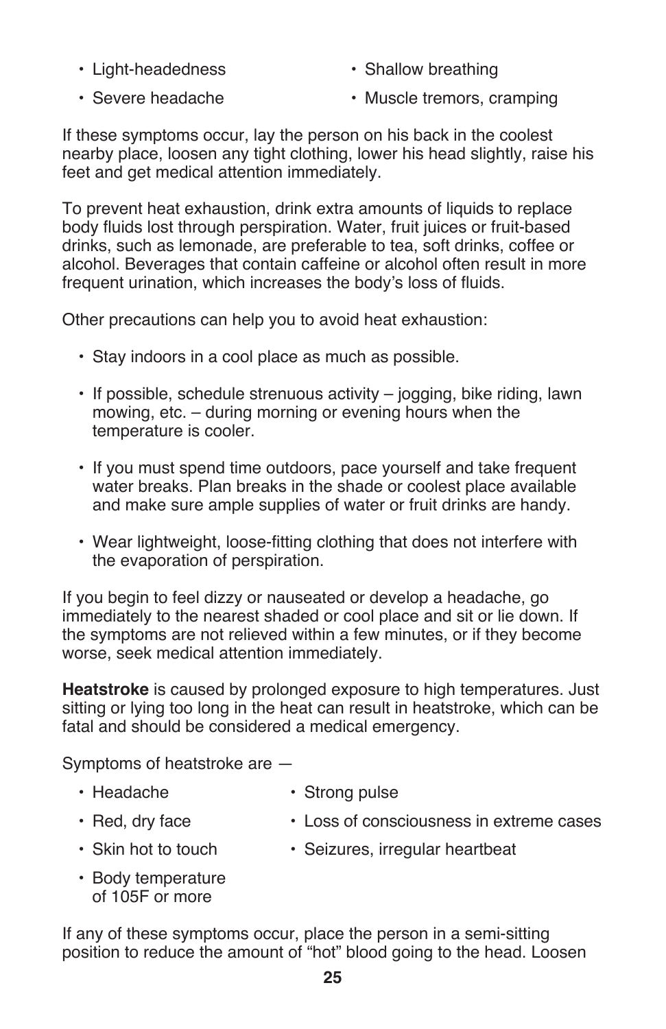- Light-headedness
- Severe headache
- Shallow breathing
- Muscle tremors, cramping

If these symptoms occur, lay the person on his back in the coolest nearby place, loosen any tight clothing, lower his head slightly, raise his feet and get medical attention immediately.

To prevent heat exhaustion, drink extra amounts of liquids to replace body fluids lost through perspiration. Water, fruit juices or fruit-based drinks, such as lemonade, are preferable to tea, soft drinks, coffee or alcohol. Beverages that contain caffeine or alcohol often result in more frequent urination, which increases the body's loss of fluids.

Other precautions can help you to avoid heat exhaustion:

- Stay indoors in a cool place as much as possible.
- If possible, schedule strenuous activity – jogging, bike riding, lawn mowing, etc. – during morning or evening hours when the temperature is cooler.
- If you must spend time outdoors, pace yourself and take frequent water breaks. Plan breaks in the shade or coolest place available and make sure ample supplies of water or fruit drinks are handy.
- Wear lightweight, loose-fitting clothing that does not interfere with the evaporation of perspiration.

If you begin to feel dizzy or nauseated or develop a headache, go immediately to the nearest shaded or cool place and sit or lie down. If the symptoms are not relieved within a few minutes, or if they become worse, seek medical attention immediately.

**Heatstroke** is caused by prolonged exposure to high temperatures. Just sitting or lying too long in the heat can result in heatstroke, which can be fatal and should be considered a medical emergency.

Symptoms of heatstroke are —

- Headache
- Red, dry face
- Skin hot to touch
- Body temperature of 105F or more
- Strong pulse
- Loss of consciousness in extreme cases
- Seizures, irregular heartbeat

If any of these symptoms occur, place the person in a semi-sitting position to reduce the amount of "hot" blood going to the head. Loosen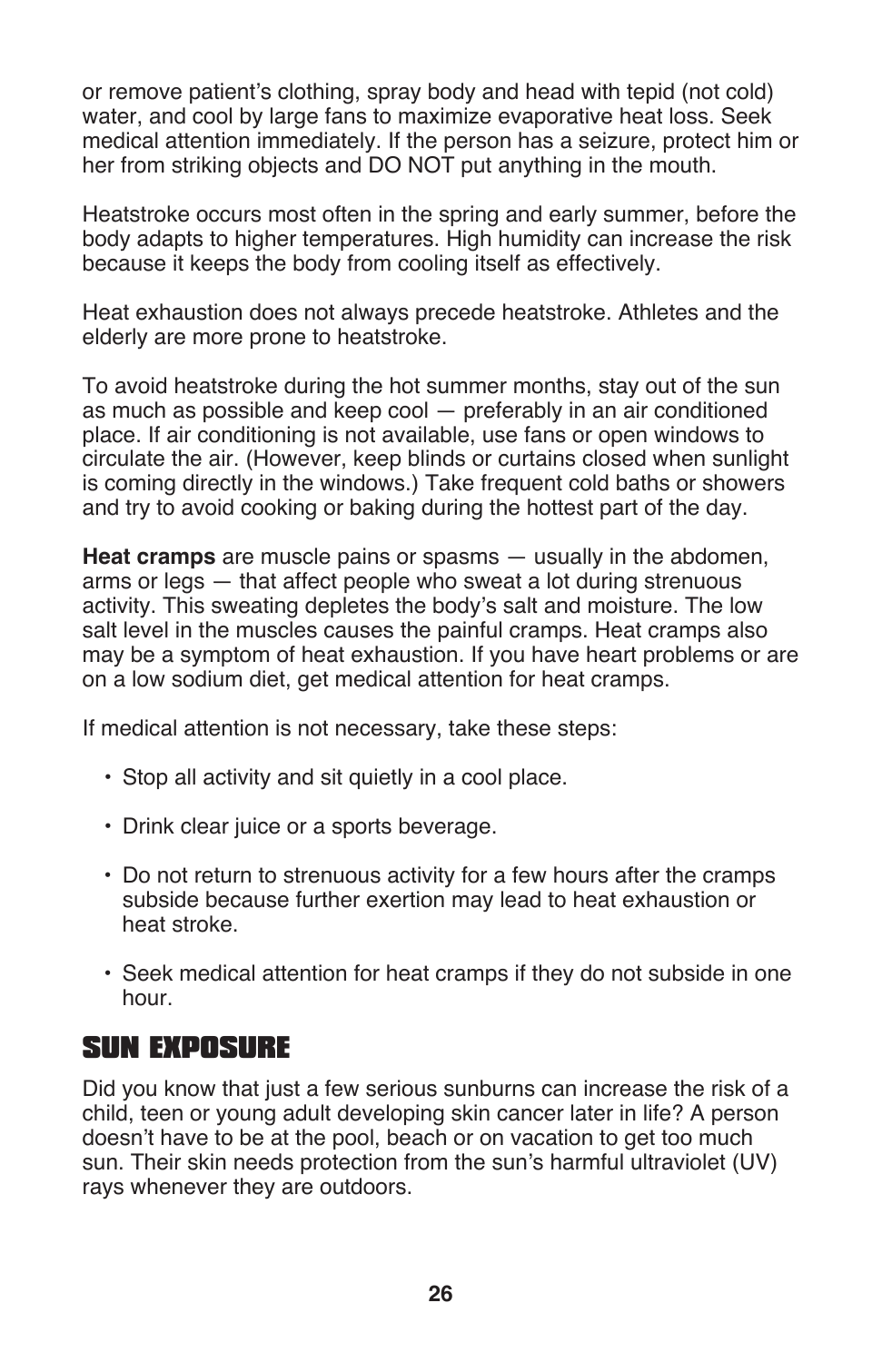or remove patient's clothing, spray body and head with tepid (not cold) water, and cool by large fans to maximize evaporative heat loss. Seek medical attention immediately. If the person has a seizure, protect him or her from striking objects and DO NOT put anything in the mouth.

Heatstroke occurs most often in the spring and early summer, before the body adapts to higher temperatures. High humidity can increase the risk because it keeps the body from cooling itself as effectively.

Heat exhaustion does not always precede heatstroke. Athletes and the elderly are more prone to heatstroke.

To avoid heatstroke during the hot summer months, stay out of the sun as much as possible and keep cool — preferably in an air conditioned place. If air conditioning is not available, use fans or open windows to circulate the air. (However, keep blinds or curtains closed when sunlight is coming directly in the windows.) Take frequent cold baths or showers and try to avoid cooking or baking during the hottest part of the day.

**Heat cramps** are muscle pains or spasms — usually in the abdomen, arms or legs — that affect people who sweat a lot during strenuous activity. This sweating depletes the body's salt and moisture. The low salt level in the muscles causes the painful cramps. Heat cramps also may be a symptom of heat exhaustion. If you have heart problems or are on a low sodium diet, get medical attention for heat cramps.

If medical attention is not necessary, take these steps:

- Stop all activity and sit quietly in a cool place.
- Drink clear juice or a sports beverage.
- Do not return to strenuous activity for a few hours after the cramps subside because further exertion may lead to heat exhaustion or heat stroke.
- Seek medical attention for heat cramps if they do not subside in one hour.

## SUN EXPOSURE

Did you know that just a few serious sunburns can increase the risk of a child, teen or young adult developing skin cancer later in life? A person doesn't have to be at the pool, beach or on vacation to get too much sun. Their skin needs protection from the sun's harmful ultraviolet (UV) rays whenever they are outdoors.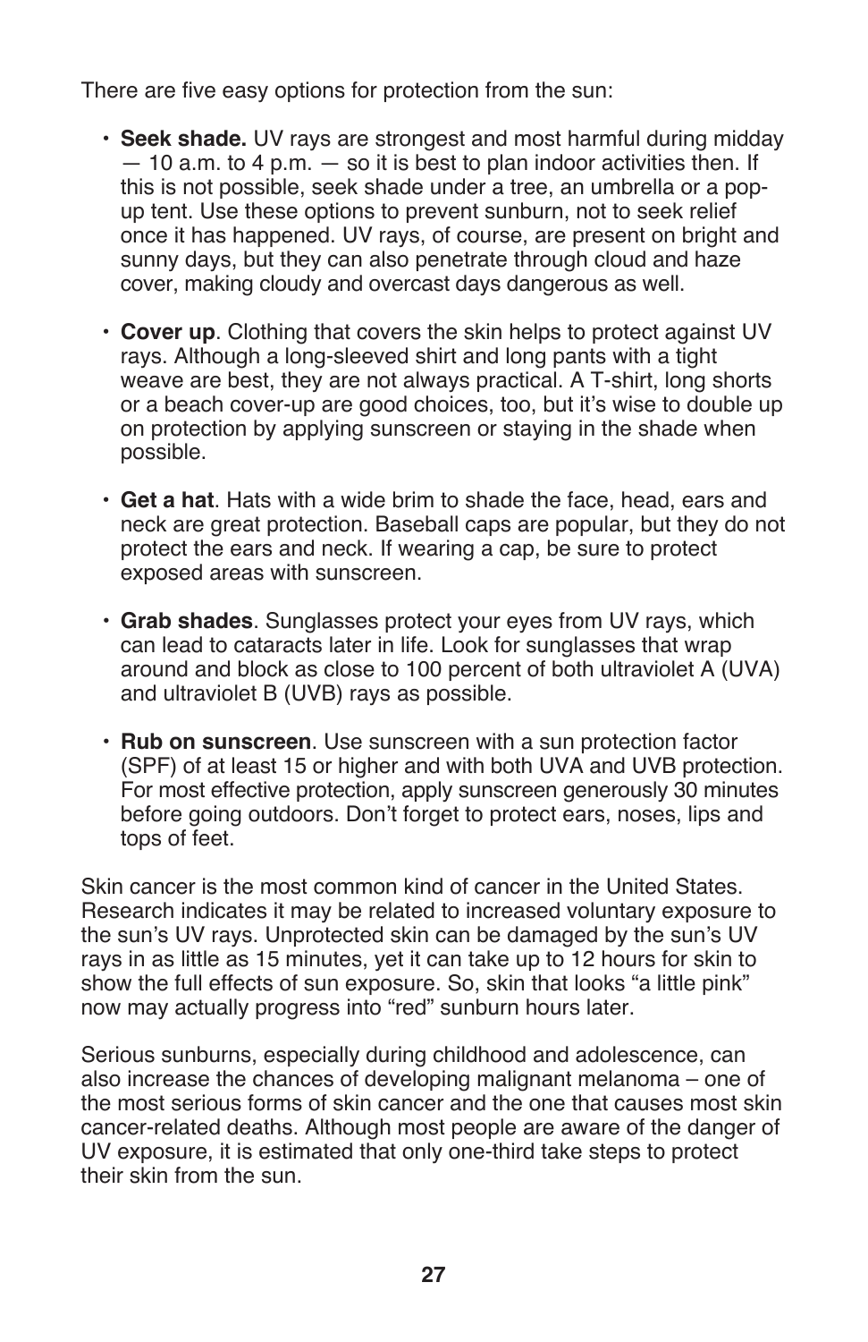There are five easy options for protection from the sun:

- **Seek shade.** UV rays are strongest and most harmful during midday — 10 a.m. to 4 p.m. — so it is best to plan indoor activities then. If this is not possible, seek shade under a tree, an umbrella or a pop-up tent. Use these options to prevent sunburn, not to seek relief once it has happened. UV rays, of course, are present on bright and sunny days, but they can also penetrate through cloud and haze cover, making cloudy and overcast days dangerous as well.

- **Cover up**. Clothing that covers the skin helps to protect against UV rays. Although a long-sleeved shirt and long pants with a tight weave are best, they are not always practical. A T-shirt, long shorts or a beach cover-up are good choices, too, but it's wise to double up on protection by applying sunscreen or staying in the shade when possible.

- **Get a hat**. Hats with a wide brim to shade the face, head, ears and neck are great protection. Baseball caps are popular, but they do not protect the ears and neck. If wearing a cap, be sure to protect exposed areas with sunscreen.

- **Grab shades**. Sunglasses protect your eyes from UV rays, which can lead to cataracts later in life. Look for sunglasses that wrap around and block as close to 100 percent of both ultraviolet A (UVA) and ultraviolet B (UVB) rays as possible.

- **Rub on sunscreen**. Use sunscreen with a sun protection factor (SPF) of at least 15 or higher and with both UVA and UVB protection. For most effective protection, apply sunscreen generously 30 minutes before going outdoors. Don't forget to protect ears, noses, lips and tops of feet.

Skin cancer is the most common kind of cancer in the United States. Research indicates it may be related to increased voluntary exposure to the sun's UV rays. Unprotected skin can be damaged by the sun's UV rays in as little as 15 minutes, yet it can take up to 12 hours for skin to show the full effects of sun exposure. So, skin that looks "a little pink" now may actually progress into "red" sunburn hours later.

Serious sunburns, especially during childhood and adolescence, can also increase the chances of developing malignant melanoma – one of the most serious forms of skin cancer and the one that causes most skin cancer-related deaths. Although most people are aware of the danger of UV exposure, it is estimated that only one-third take steps to protect their skin from the sun.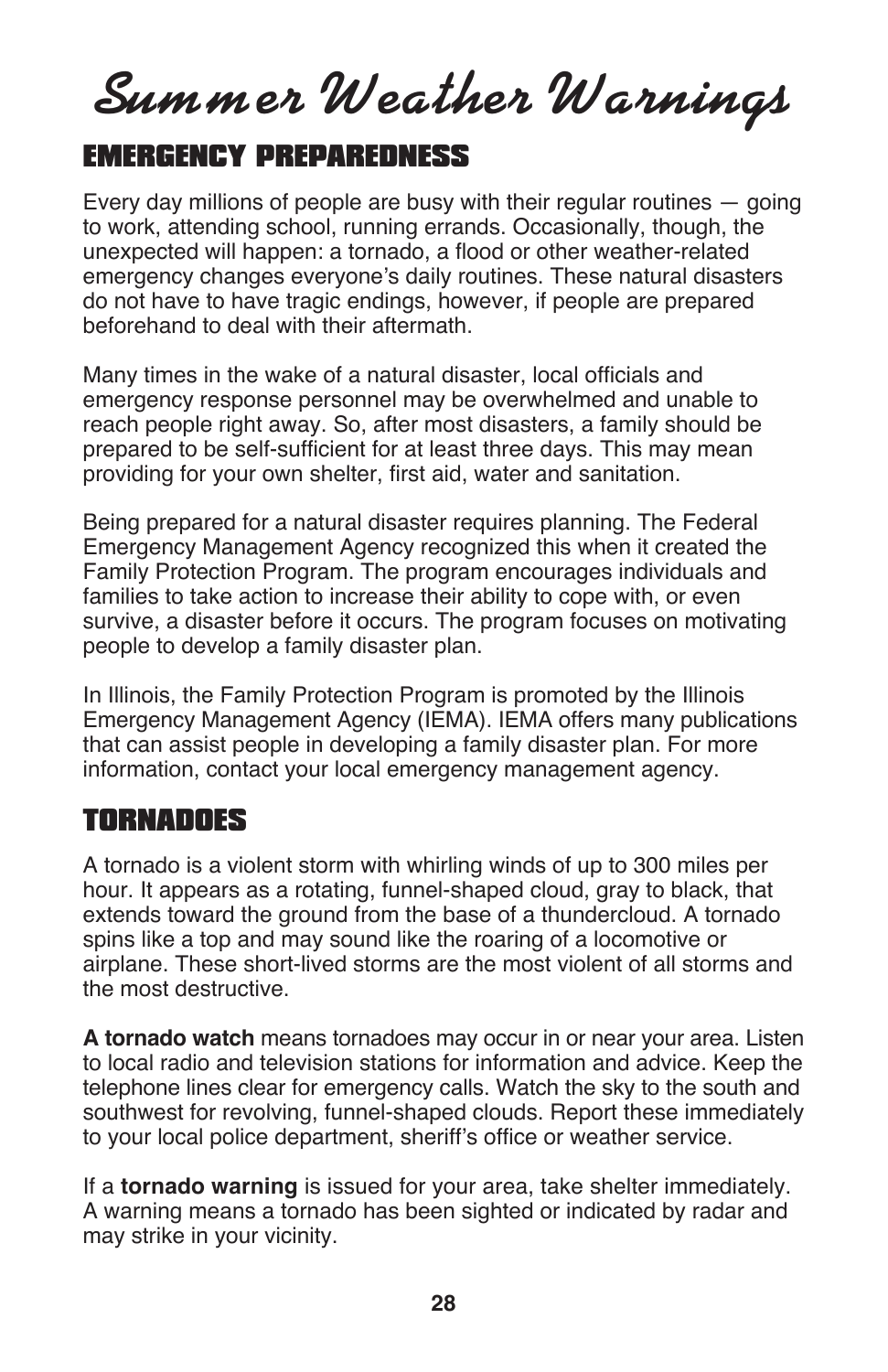# Summer Weather Warnings

## EMERGENCY PREPAREDNESS

Every day millions of people are busy with their regular routines — going to work, attending school, running errands. Occasionally, though, the unexpected will happen: a tornado, a flood or other weather-related emergency changes everyone's daily routines. These natural disasters do not have to have tragic endings, however, if people are prepared beforehand to deal with their aftermath.

Many times in the wake of a natural disaster, local officials and emergency response personnel may be overwhelmed and unable to reach people right away. So, after most disasters, a family should be prepared to be self-sufficient for at least three days. This may mean providing for your own shelter, first aid, water and sanitation.

Being prepared for a natural disaster requires planning. The Federal Emergency Management Agency recognized this when it created the Family Protection Program. The program encourages individuals and families to take action to increase their ability to cope with, or even survive, a disaster before it occurs. The program focuses on motivating people to develop a family disaster plan.

In Illinois, the Family Protection Program is promoted by the Illinois Emergency Management Agency (IEMA). IEMA offers many publications that can assist people in developing a family disaster plan. For more information, contact your local emergency management agency.

## TORNADOES

A tornado is a violent storm with whirling winds of up to 300 miles per hour. It appears as a rotating, funnel-shaped cloud, gray to black, that extends toward the ground from the base of a thundercloud. A tornado spins like a top and may sound like the roaring of a locomotive or airplane. These short-lived storms are the most violent of all storms and the most destructive.

**A tornado watch** means tornadoes may occur in or near your area. Listen to local radio and television stations for information and advice. Keep the telephone lines clear for emergency calls. Watch the sky to the south and southwest for revolving, funnel-shaped clouds. Report these immediately to your local police department, sheriff's office or weather service.

If a **tornado warning** is issued for your area, take shelter immediately. A warning means a tornado has been sighted or indicated by radar and may strike in your vicinity.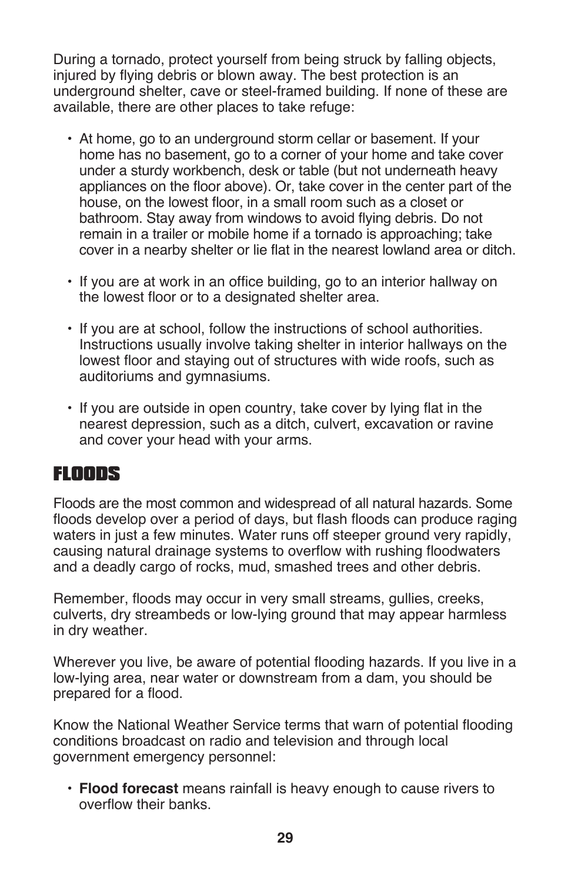During a tornado, protect yourself from being struck by falling objects, injured by flying debris or blown away. The best protection is an underground shelter, cave or steel-framed building. If none of these are available, there are other places to take refuge:

- At home, go to an underground storm cellar or basement. If your home has no basement, go to a corner of your home and take cover under a sturdy workbench, desk or table (but not underneath heavy appliances on the floor above). Or, take cover in the center part of the house, on the lowest floor, in a small room such as a closet or bathroom. Stay away from windows to avoid flying debris. Do not remain in a trailer or mobile home if a tornado is approaching; take cover in a nearby shelter or lie flat in the nearest lowland area or ditch.

- If you are at work in an office building, go to an interior hallway on the lowest floor or to a designated shelter area.

- If you are at school, follow the instructions of school authorities. Instructions usually involve taking shelter in interior hallways on the lowest floor and staying out of structures with wide roofs, such as auditoriums and gymnasiums.

- If you are outside in open country, take cover by lying flat in the nearest depression, such as a ditch, culvert, excavation or ravine and cover your head with your arms.

## FLOODS

Floods are the most common and widespread of all natural hazards. Some floods develop over a period of days, but flash floods can produce raging waters in just a few minutes. Water runs off steeper ground very rapidly, causing natural drainage systems to overflow with rushing floodwaters and a deadly cargo of rocks, mud, smashed trees and other debris.

Remember, floods may occur in very small streams, gullies, creeks, culverts, dry streambeds or low-lying ground that may appear harmless in dry weather.

Wherever you live, be aware of potential flooding hazards. If you live in a low-lying area, near water or downstream from a dam, you should be prepared for a flood.

Know the National Weather Service terms that warn of potential flooding conditions broadcast on radio and television and through local government emergency personnel:

- **Flood forecast** means rainfall is heavy enough to cause rivers to overflow their banks.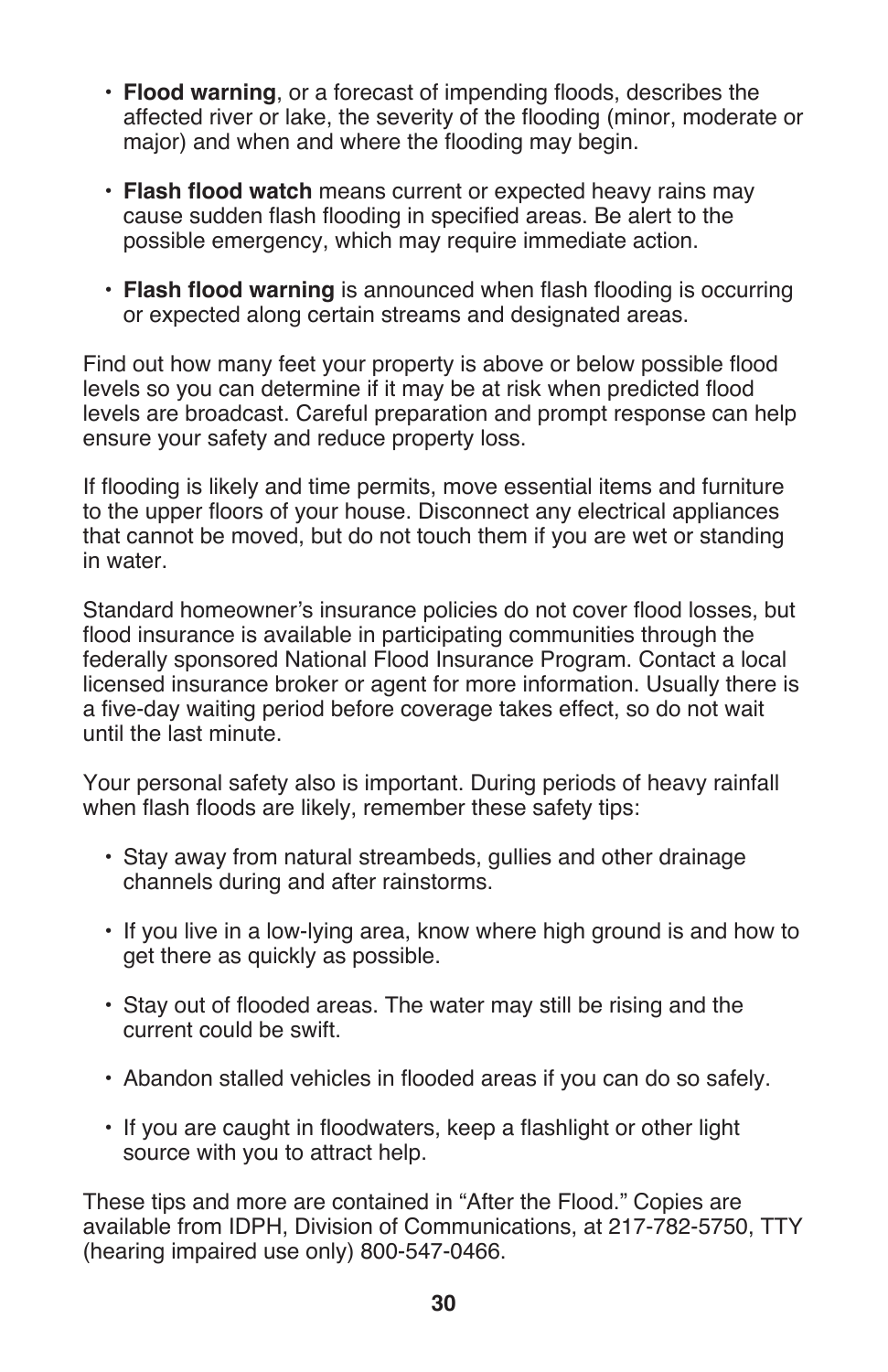- **Flood warning**, or a forecast of impending floods, describes the affected river or lake, the severity of the flooding (minor, moderate or major) and when and where the flooding may begin.

- **Flash flood watch** means current or expected heavy rains may cause sudden flash flooding in specified areas. Be alert to the possible emergency, which may require immediate action.

- **Flash flood warning** is announced when flash flooding is occurring or expected along certain streams and designated areas.

Find out how many feet your property is above or below possible flood levels so you can determine if it may be at risk when predicted flood levels are broadcast. Careful preparation and prompt response can help ensure your safety and reduce property loss.

If flooding is likely and time permits, move essential items and furniture to the upper floors of your house. Disconnect any electrical appliances that cannot be moved, but do not touch them if you are wet or standing in water.

Standard homeowner's insurance policies do not cover flood losses, but flood insurance is available in participating communities through the federally sponsored National Flood Insurance Program. Contact a local licensed insurance broker or agent for more information. Usually there is a five-day waiting period before coverage takes effect, so do not wait until the last minute.

Your personal safety also is important. During periods of heavy rainfall when flash floods are likely, remember these safety tips:

- Stay away from natural streambeds, gullies and other drainage channels during and after rainstorms.

- If you live in a low-lying area, know where high ground is and how to get there as quickly as possible.

- Stay out of flooded areas. The water may still be rising and the current could be swift.

- Abandon stalled vehicles in flooded areas if you can do so safely.

- If you are caught in floodwaters, keep a flashlight or other light source with you to attract help.

These tips and more are contained in "After the Flood." Copies are available from IDPH, Division of Communications, at 217-782-5750, TTY (hearing impaired use only) 800-547-0466.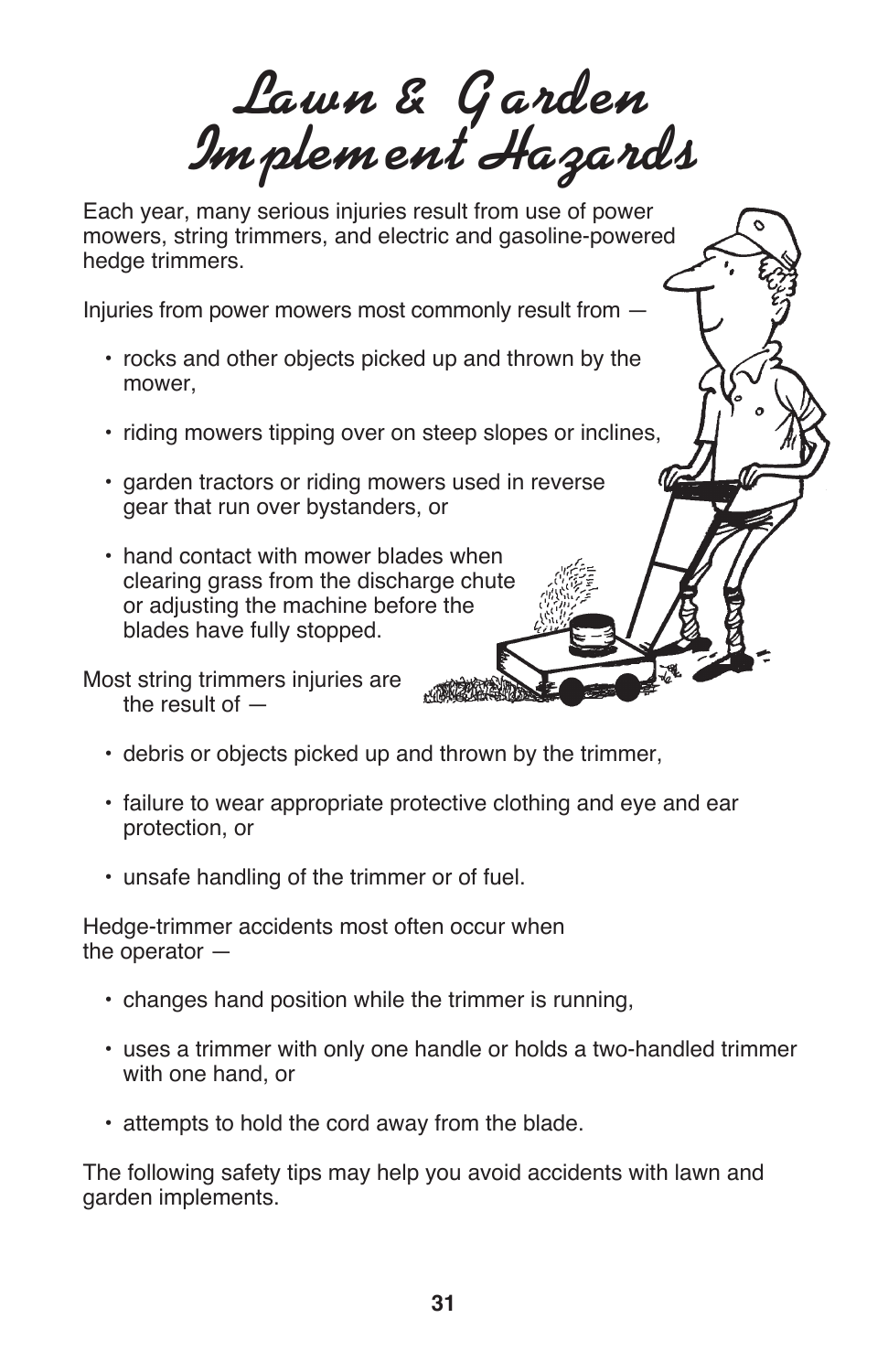# Lawn & Garden Implement Hazards

Each year, many serious injuries result from use of power mowers, string trimmers, and electric and gasoline-powered hedge trimmers.

Injuries from power mowers most commonly result from —

- rocks and other objects picked up and thrown by the mower,
- riding mowers tipping over on steep slopes or inclines,
- garden tractors or riding mowers used in reverse gear that run over bystanders, or
- hand contact with mower blades when clearing grass from the discharge chute or adjusting the machine before the blades have fully stopped.

Most string trimmers injuries are the result of —

- debris or objects picked up and thrown by the trimmer,
- failure to wear appropriate protective clothing and eye and ear protection, or
- unsafe handling of the trimmer or of fuel.

Hedge-trimmer accidents most often occur when the operator —

- changes hand position while the trimmer is running,
- uses a trimmer with only one handle or holds a two-handled trimmer with one hand, or
- attempts to hold the cord away from the blade.

The following safety tips may help you avoid accidents with lawn and garden implements.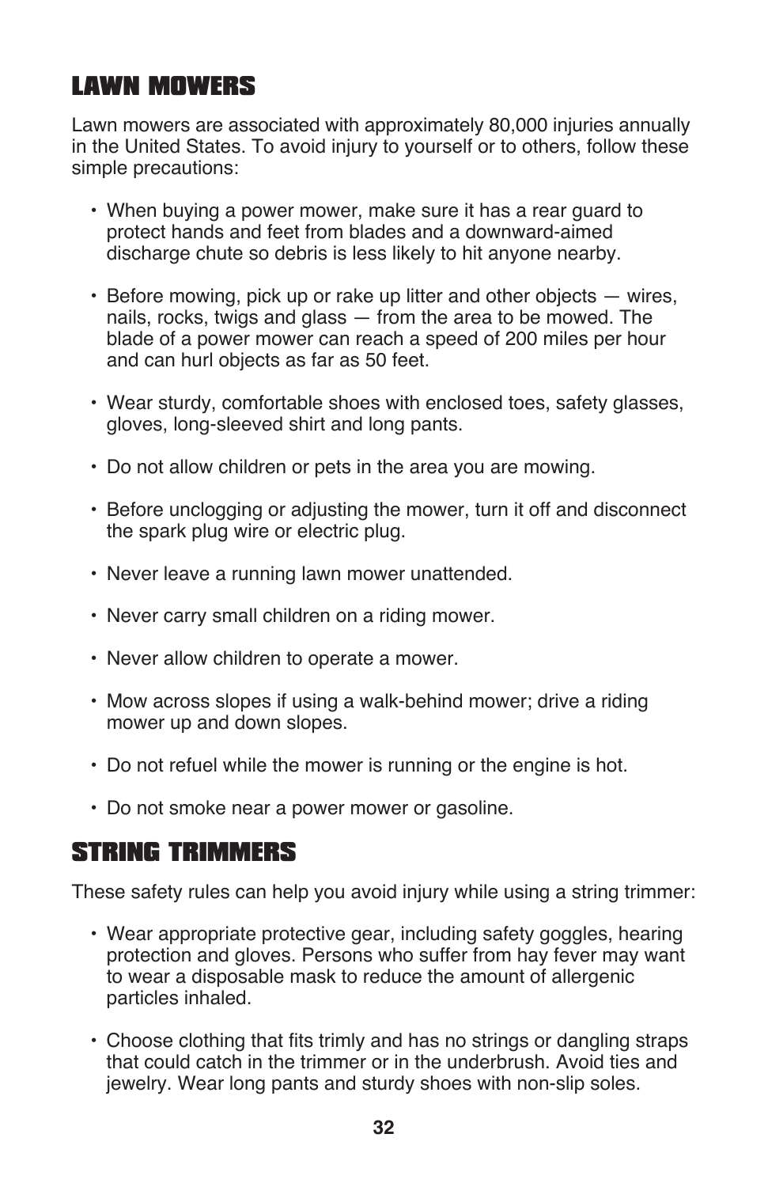## LAWN MOWERS

Lawn mowers are associated with approximately 80,000 injuries annually in the United States. To avoid injury to yourself or to others, follow these simple precautions:

- When buying a power mower, make sure it has a rear guard to protect hands and feet from blades and a downward-aimed discharge chute so debris is less likely to hit anyone nearby.
- Before mowing, pick up or rake up litter and other objects — wires, nails, rocks, twigs and glass — from the area to be mowed. The blade of a power mower can reach a speed of 200 miles per hour and can hurl objects as far as 50 feet.
- Wear sturdy, comfortable shoes with enclosed toes, safety glasses, gloves, long-sleeved shirt and long pants.
- Do not allow children or pets in the area you are mowing.
- Before unclogging or adjusting the mower, turn it off and disconnect the spark plug wire or electric plug.
- Never leave a running lawn mower unattended.
- Never carry small children on a riding mower.
- Never allow children to operate a mower.
- Mow across slopes if using a walk-behind mower; drive a riding mower up and down slopes.
- Do not refuel while the mower is running or the engine is hot.
- Do not smoke near a power mower or gasoline.

## STRING TRIMMERS

These safety rules can help you avoid injury while using a string trimmer:

- Wear appropriate protective gear, including safety goggles, hearing protection and gloves. Persons who suffer from hay fever may want to wear a disposable mask to reduce the amount of allergenic particles inhaled.
- Choose clothing that fits trimly and has no strings or dangling straps that could catch in the trimmer or in the underbrush. Avoid ties and jewelry. Wear long pants and sturdy shoes with non-slip soles.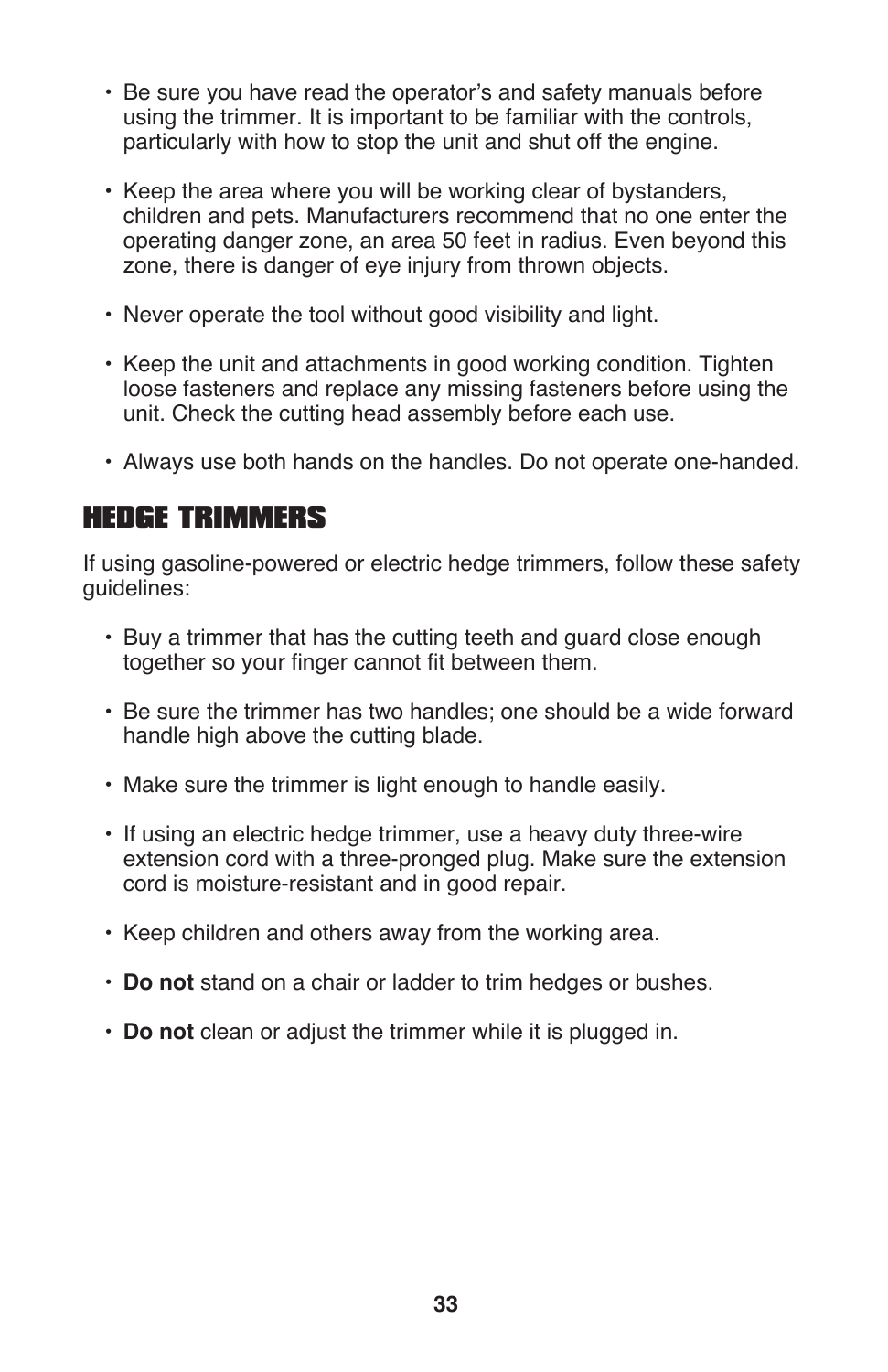- Be sure you have read the operator's and safety manuals before using the trimmer. It is important to be familiar with the controls, particularly with how to stop the unit and shut off the engine.
- Keep the area where you will be working clear of bystanders, children and pets. Manufacturers recommend that no one enter the operating danger zone, an area 50 feet in radius. Even beyond this zone, there is danger of eye injury from thrown objects.
- Never operate the tool without good visibility and light.
- Keep the unit and attachments in good working condition. Tighten loose fasteners and replace any missing fasteners before using the unit. Check the cutting head assembly before each use.
- Always use both hands on the handles. Do not operate one-handed.

## HEDGE TRIMMERS

If using gasoline-powered or electric hedge trimmers, follow these safety guidelines:

- Buy a trimmer that has the cutting teeth and guard close enough together so your finger cannot fit between them.
- Be sure the trimmer has two handles; one should be a wide forward handle high above the cutting blade.
- Make sure the trimmer is light enough to handle easily.
- If using an electric hedge trimmer, use a heavy duty three-wire extension cord with a three-pronged plug. Make sure the extension cord is moisture-resistant and in good repair.
- Keep children and others away from the working area.
- **Do not** stand on a chair or ladder to trim hedges or bushes.
- **Do not** clean or adjust the trimmer while it is plugged in.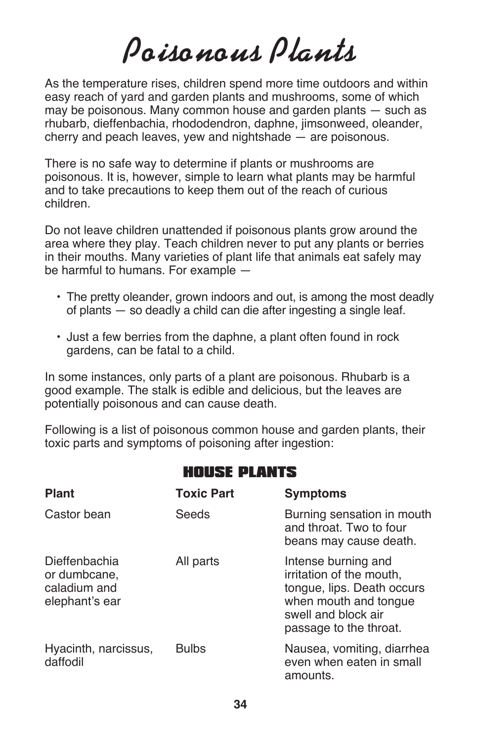# Poisonous Plants

As the temperature rises, children spend more time outdoors and within easy reach of yard and garden plants and mushrooms, some of which may be poisonous. Many common house and garden plants — such as rhubarb, dieffenbachia, rhododendron, daphne, jimsonweed, oleander, cherry and peach leaves, yew and nightshade — are poisonous.

There is no safe way to determine if plants or mushrooms are poisonous. It is, however, simple to learn what plants may be harmful and to take precautions to keep them out of the reach of curious children.

Do not leave children unattended if poisonous plants grow around the area where they play. Teach children never to put any plants or berries in their mouths. Many varieties of plant life that animals eat safely may be harmful to humans. For example —

- The pretty oleander, grown indoors and out, is among the most deadly of plants — so deadly a child can die after ingesting a single leaf.
- Just a few berries from the daphne, a plant often found in rock gardens, can be fatal to a child.

In some instances, only parts of a plant are poisonous. Rhubarb is a good example. The stalk is edible and delicious, but the leaves are potentially poisonous and can cause death.

Following is a list of poisonous common house and garden plants, their toxic parts and symptoms of poisoning after ingestion:

## HOUSE PLANTS

| Plant | Toxic Part | Symptoms |
| --- | --- | --- |
| Castor bean | Seeds | Burning sensation in mouth and throat. Two to four beans may cause death. |
| Dieffenbachia or dumbcane, caladium and elephant's ear | All parts | Intense burning and irritation of the mouth, tongue, lips. Death occurs when mouth and tongue swell and block air passage to the throat. |
| Hyacinth, narcissus, daffodil | Bulbs | Nausea, vomiting, diarrhea even when eaten in small amounts. |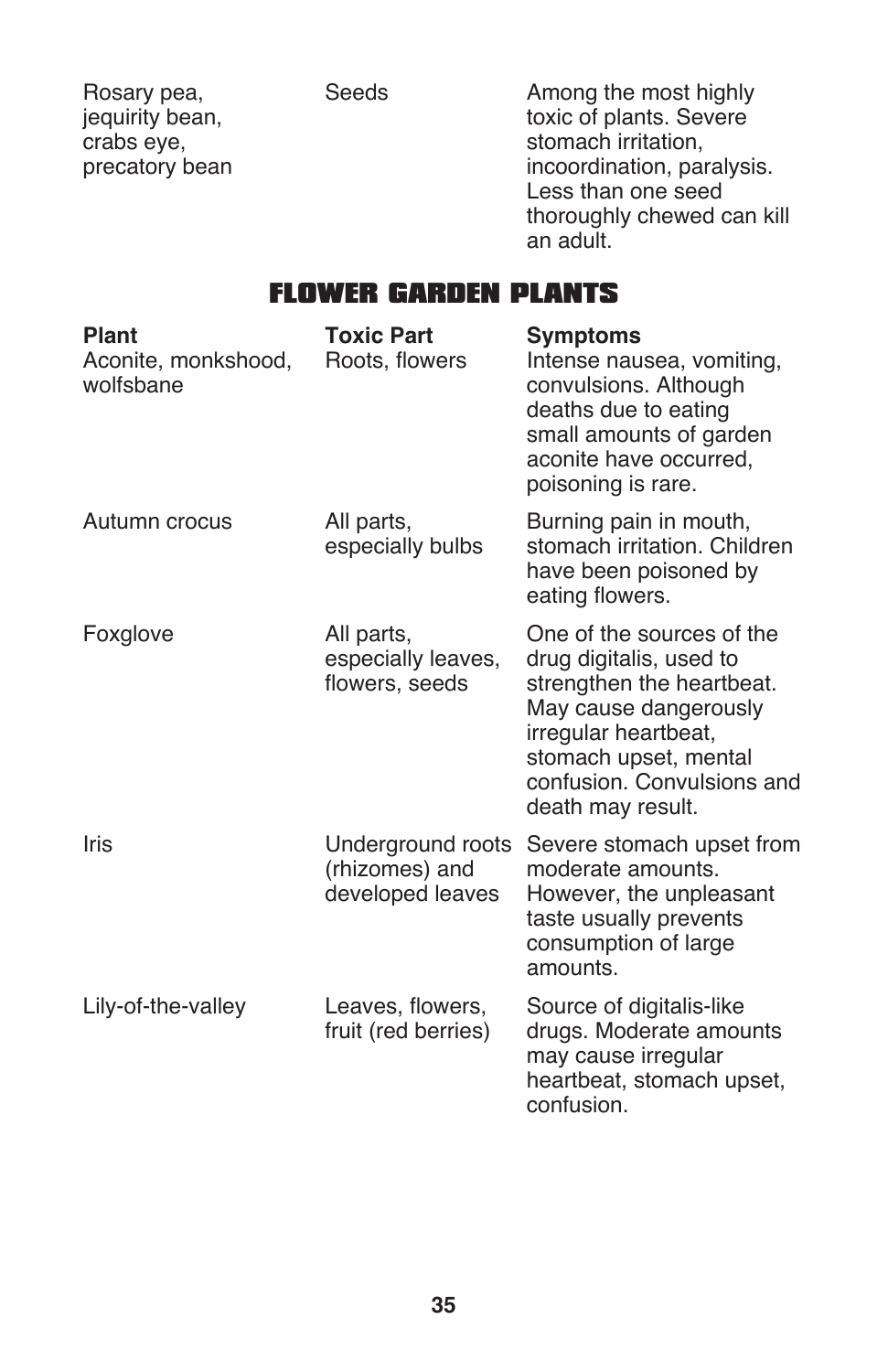| | | |
|---|---|---|
| Rosary pea, jequirity bean, crabs eye, precatory bean | Seeds | Among the most highly toxic of plants. Severe stomach irritation, incoordination, paralysis. Less than one seed thoroughly chewed can kill an adult. |

## FLOWER GARDEN PLANTS

| Plant | Toxic Part | Symptoms |
|---|---|---|
| Aconite, monkshood, wolfsbane | Roots, flowers | Intense nausea, vomiting, convulsions. Although deaths due to eating small amounts of garden aconite have occurred, poisoning is rare. |
| Autumn crocus | All parts, especially bulbs | Burning pain in mouth, stomach irritation. Children have been poisoned by eating flowers. |
| Foxglove | All parts, especially leaves, flowers, seeds | One of the sources of the drug digitalis, used to strengthen the heartbeat. May cause dangerously irregular heartbeat, stomach upset, mental confusion. Convulsions and death may result. |
| Iris | Underground roots (rhizomes) and developed leaves | Severe stomach upset from moderate amounts. However, the unpleasant taste usually prevents consumption of large amounts. |
| Lily-of-the-valley | Leaves, flowers, fruit (red berries) | Source of digitalis-like drugs. Moderate amounts may cause irregular heartbeat, stomach upset, confusion. |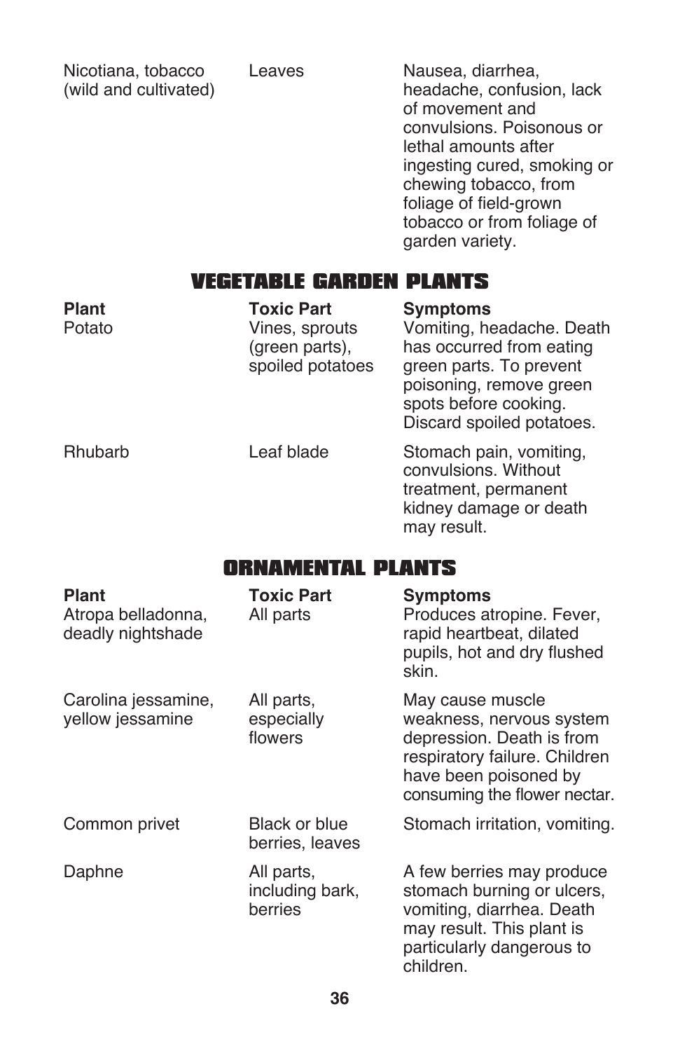| Nicotiana, tobacco (wild and cultivated) | Leaves | Nausea, diarrhea, headache, confusion, lack of movement and convulsions. Poisonous or lethal amounts after ingesting cured, smoking or chewing tobacco, from foliage of field-grown tobacco or from foliage of garden variety. |
|---|---|---|

## VEGETABLE GARDEN PLANTS

| Plant | Toxic Part | Symptoms |
|---|---|---|
| Potato | Vines, sprouts (green parts), spoiled potatoes | Vomiting, headache. Death has occurred from eating green parts. To prevent poisoning, remove green spots before cooking. Discard spoiled potatoes. |
| Rhubarb | Leaf blade | Stomach pain, vomiting, convulsions. Without treatment, permanent kidney damage or death may result. |

## ORNAMENTAL PLANTS

| Plant | Toxic Part | Symptoms |
|---|---|---|
| Atropa belladonna, deadly nightshade | All parts | Produces atropine. Fever, rapid heartbeat, dilated pupils, hot and dry flushed skin. |
| Carolina jessamine, yellow jessamine | All parts, especially flowers | May cause muscle weakness, nervous system depression. Death is from respiratory failure. Children have been poisoned by consuming the flower nectar. |
| Common privet | Black or blue berries, leaves | Stomach irritation, vomiting. |
| Daphne | All parts, including bark, berries | A few berries may produce stomach burning or ulcers, vomiting, diarrhea. Death may result. This plant is particularly dangerous to children. |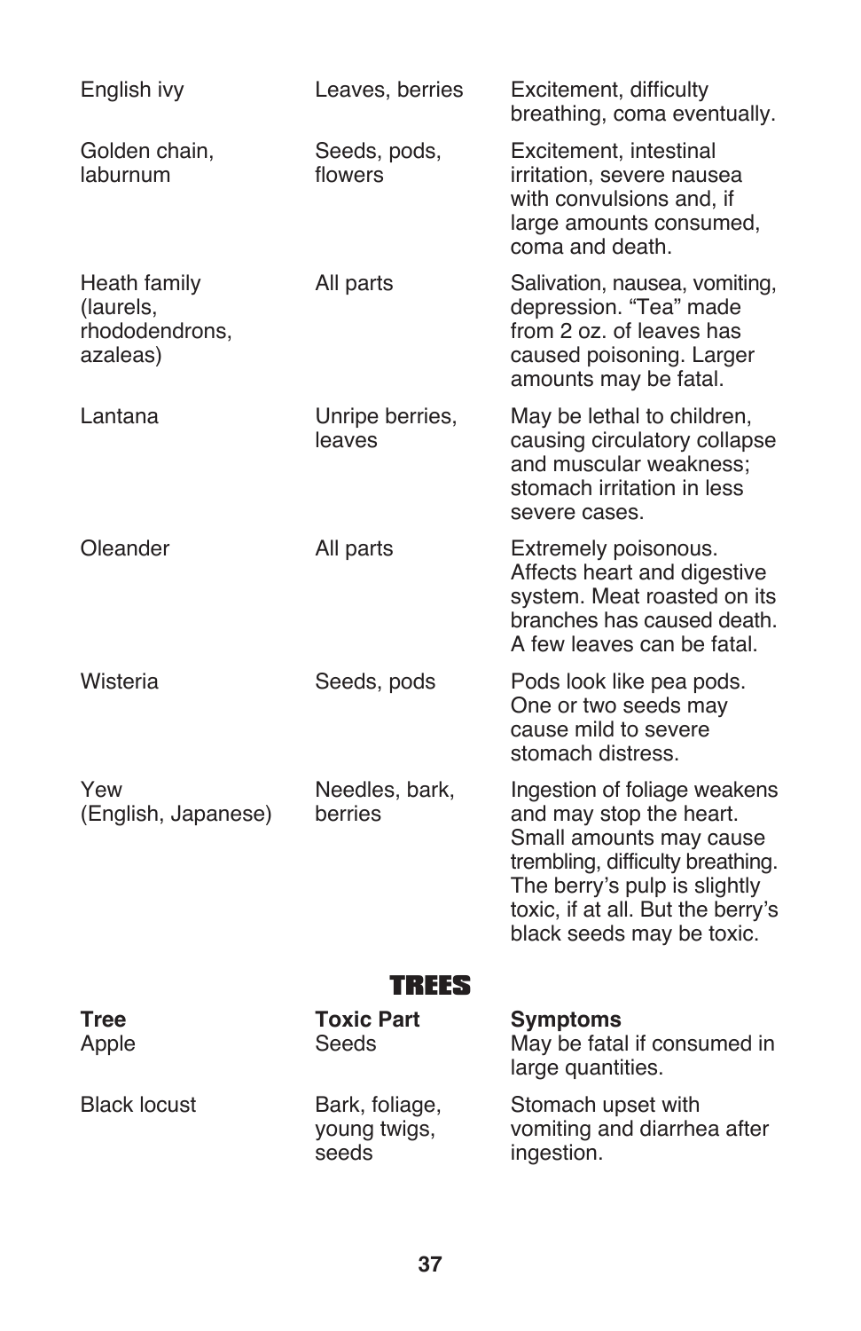| | | |
|---|---|---|
| English ivy | Leaves, berries | Excitement, difficulty breathing, coma eventually. |
| Golden chain, laburnum | Seeds, pods, flowers | Excitement, intestinal irritation, severe nausea with convulsions and, if large amounts consumed, coma and death. |
| Heath family (laurels, rhododendrons, azaleas) | All parts | Salivation, nausea, vomiting, depression. “Tea” made from 2 oz. of leaves has caused poisoning. Larger amounts may be fatal. |
| Lantana | Unripe berries, leaves | May be lethal to children, causing circulatory collapse and muscular weakness; stomach irritation in less severe cases. |
| Oleander | All parts | Extremely poisonous. Affects heart and digestive system. Meat roasted on its branches has caused death. A few leaves can be fatal. |
| Wisteria | Seeds, pods | Pods look like pea pods. One or two seeds may cause mild to severe stomach distress. |
| Yew (English, Japanese) | Needles, bark, berries | Ingestion of foliage weakens and may stop the heart. Small amounts may cause trembling, difficulty breathing. The berry’s pulp is slightly toxic, if at all. But the berry’s black seeds may be toxic. |

## TREES

| Tree | Toxic Part | Symptoms |
|---|---|---|
| Apple | Seeds | May be fatal if consumed in large quantities. |
| Black locust | Bark, foliage, young twigs, seeds | Stomach upset with vomiting and diarrhea after ingestion. |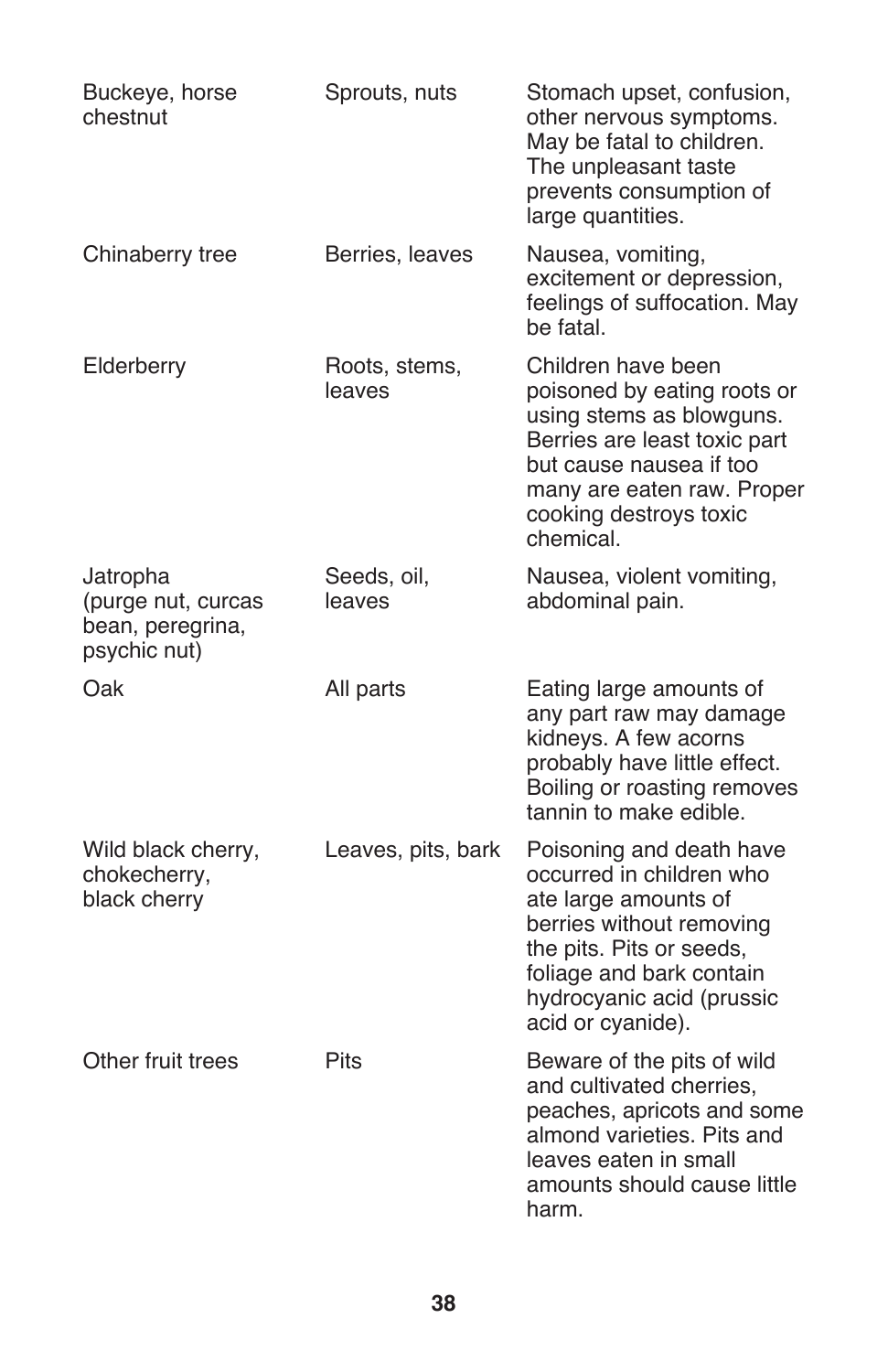| | | |
|---|---|---|
| Buckeye, horse chestnut | Sprouts, nuts | Stomach upset, confusion, other nervous symptoms. May be fatal to children. The unpleasant taste prevents consumption of large quantities. |
| Chinaberry tree | Berries, leaves | Nausea, vomiting, excitement or depression, feelings of suffocation. May be fatal. |
| Elderberry | Roots, stems, leaves | Children have been poisoned by eating roots or using stems as blowguns. Berries are least toxic part but cause nausea if too many are eaten raw. Proper cooking destroys toxic chemical. |
| Jatropha (purge nut, curcas bean, peregrina, psychic nut) | Seeds, oil, leaves | Nausea, violent vomiting, abdominal pain. |
| Oak | All parts | Eating large amounts of any part raw may damage kidneys. A few acorns probably have little effect. Boiling or roasting removes tannin to make edible. |
| Wild black cherry, chokecherry, black cherry | Leaves, pits, bark | Poisoning and death have occurred in children who ate large amounts of berries without removing the pits. Pits or seeds, foliage and bark contain hydrocyanic acid (prussic acid or cyanide). |
| Other fruit trees | Pits | Beware of the pits of wild and cultivated cherries, peaches, apricots and some almond varieties. Pits and leaves eaten in small amounts should cause little harm. |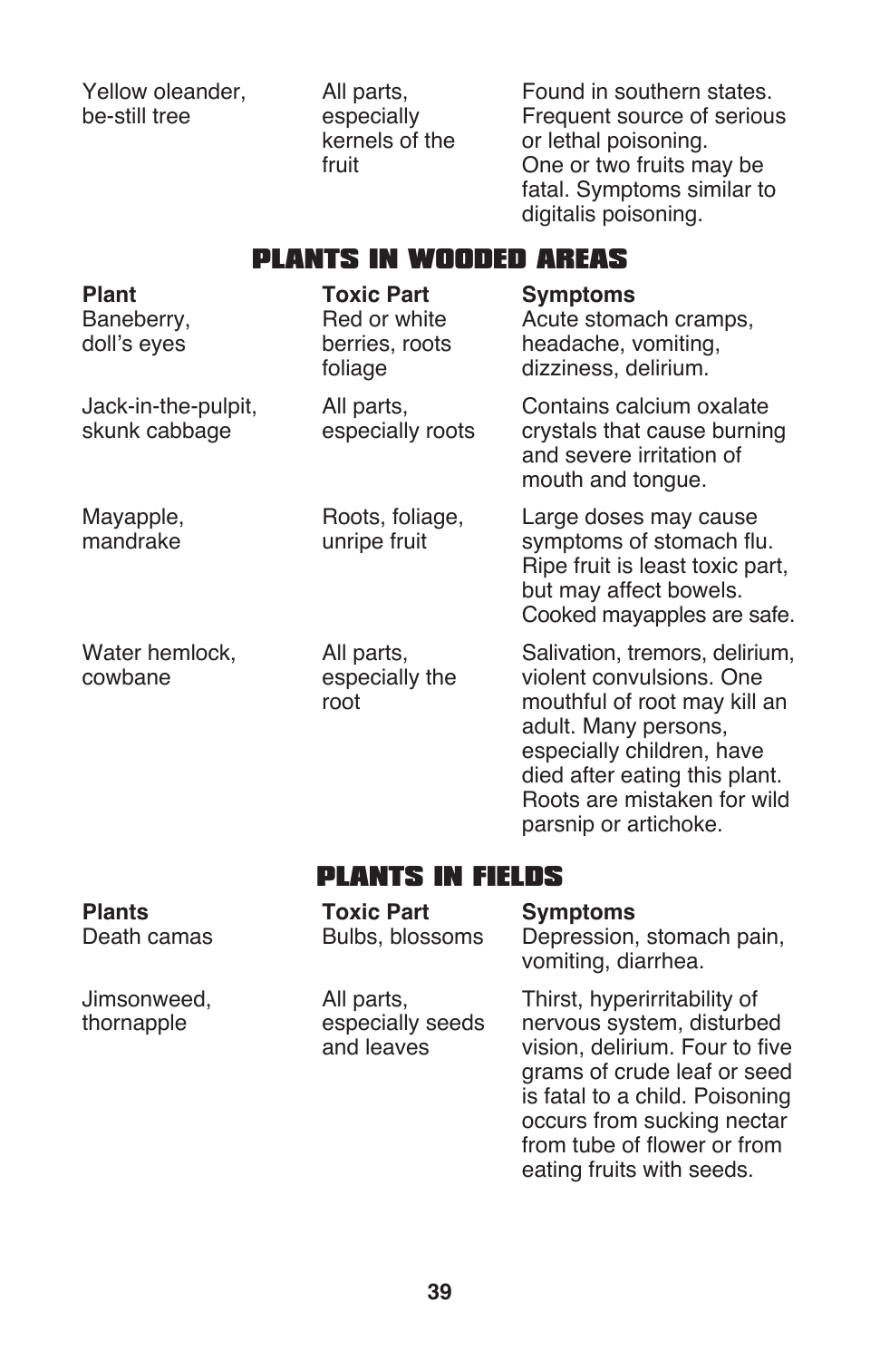| | | |
|---|---|---|
| Yellow oleander, be-still tree | All parts, especially kernels of the fruit | Found in southern states. Frequent source of serious or lethal poisoning. One or two fruits may be fatal. Symptoms similar to digitalis poisoning. |

## PLANTS IN WOODED AREAS

| Plant | Toxic Part | Symptoms |
|---|---|---|
| Baneberry, doll's eyes | Red or white berries, roots foliage | Acute stomach cramps, headache, vomiting, dizziness, delirium. |
| Jack-in-the-pulpit, skunk cabbage | All parts, especially roots | Contains calcium oxalate crystals that cause burning and severe irritation of mouth and tongue. |
| Mayapple, mandrake | Roots, foliage, unripe fruit | Large doses may cause symptoms of stomach flu. Ripe fruit is least toxic part, but may affect bowels. Cooked mayapples are safe. |
| Water hemlock, cowbane | All parts, especially the root | Salivation, tremors, delirium, violent convulsions. One mouthful of root may kill an adult. Many persons, especially children, have died after eating this plant. Roots are mistaken for wild parsnip or artichoke. |

## PLANTS IN FIELDS

| Plants | Toxic Part | Symptoms |
|---|---|---|
| Death camas | Bulbs, blossoms | Depression, stomach pain, vomiting, diarrhea. |
| Jimsonweed, thornapple | All parts, especially seeds and leaves | Thirst, hyperirritability of nervous system, disturbed vision, delirium. Four to five grams of crude leaf or seed is fatal to a child. Poisoning occurs from sucking nectar from tube of flower or from eating fruits with seeds. |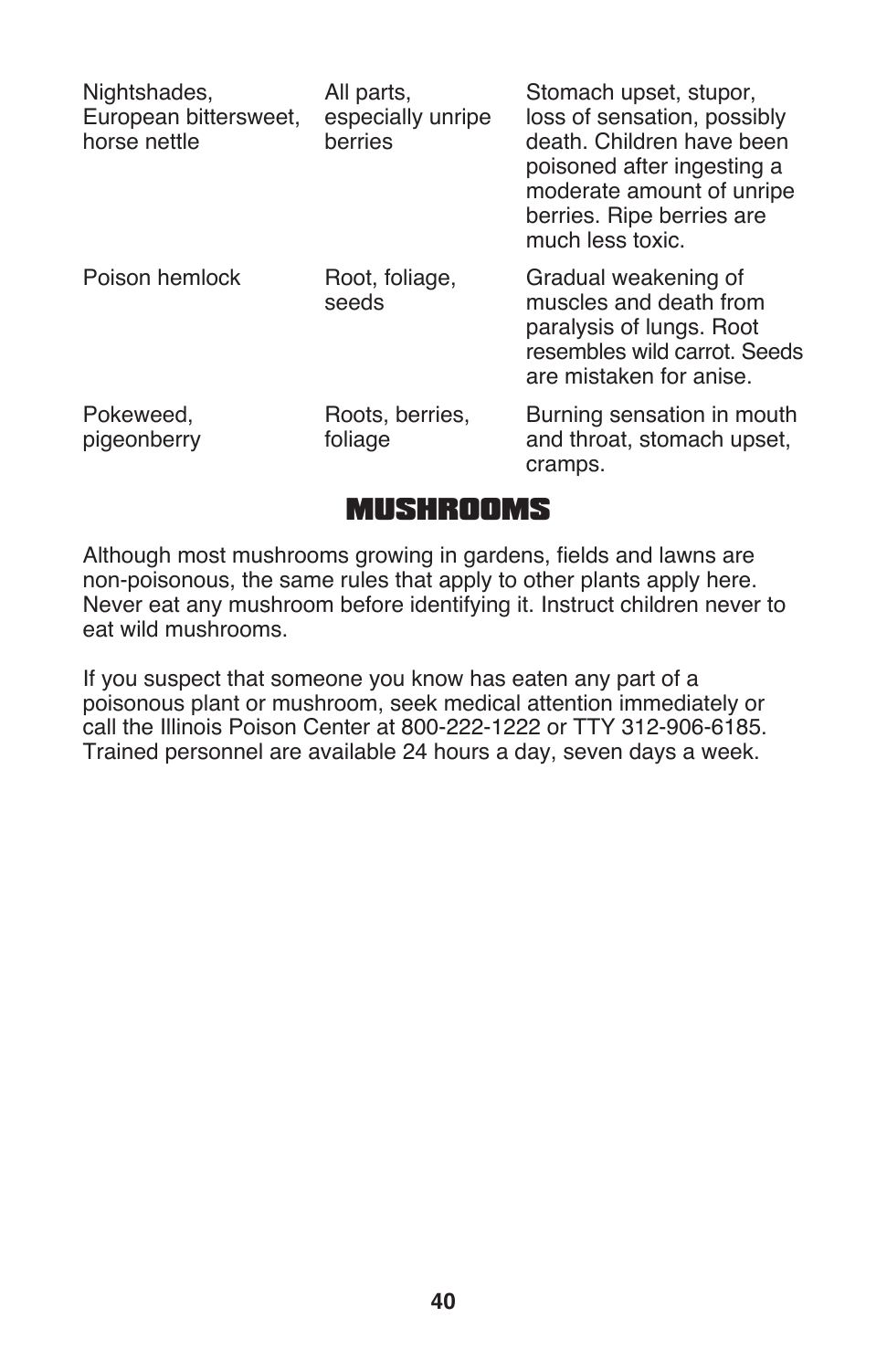| | | |
|---|---|---|
| Nightshades, European bittersweet, horse nettle | All parts, especially unripe berries | Stomach upset, stupor, loss of sensation, possibly death. Children have been poisoned after ingesting a moderate amount of unripe berries. Ripe berries are much less toxic. |
| Poison hemlock | Root, foliage, seeds | Gradual weakening of muscles and death from paralysis of lungs. Root resembles wild carrot. Seeds are mistaken for anise. |
| Pokeweed, pigeonberry | Roots, berries, foliage | Burning sensation in mouth and throat, stomach upset, cramps. |

## MUSHROOMS

Although most mushrooms growing in gardens, fields and lawns are non-poisonous, the same rules that apply to other plants apply here. Never eat any mushroom before identifying it. Instruct children never to eat wild mushrooms.

If you suspect that someone you know has eaten any part of a poisonous plant or mushroom, seek medical attention immediately or call the Illinois Poison Center at 800-222-1222 or TTY 312-906-6185. Trained personnel are available 24 hours a day, seven days a week.